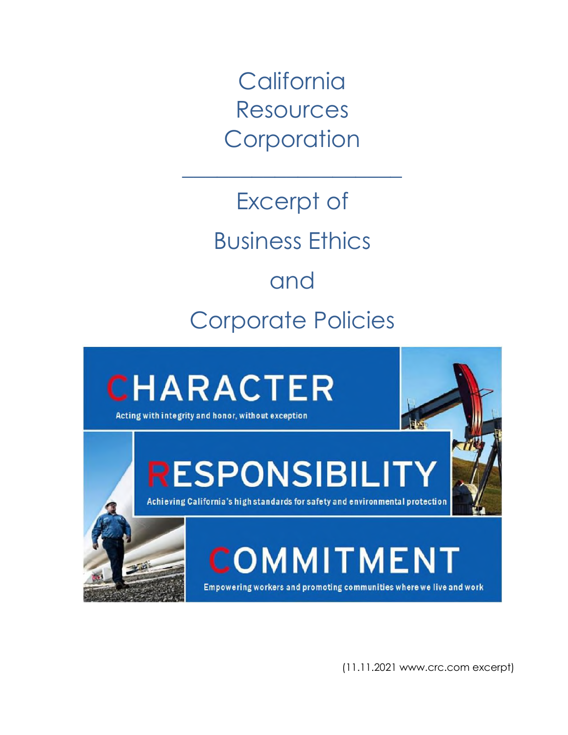# California Resources Corporation

---

## Excerpt of

## Business Ethics

## and

## Corporate Policies

**CHARACTER**

Acting with integrity and honor, without exception

**RESPONSIBILITY**

Achieving California's high standards for safety and environmental protection

**COMMITMENT**

Empowering workers and promoting communities where we live and work

(11.11.2021 www.crc.com excerpt)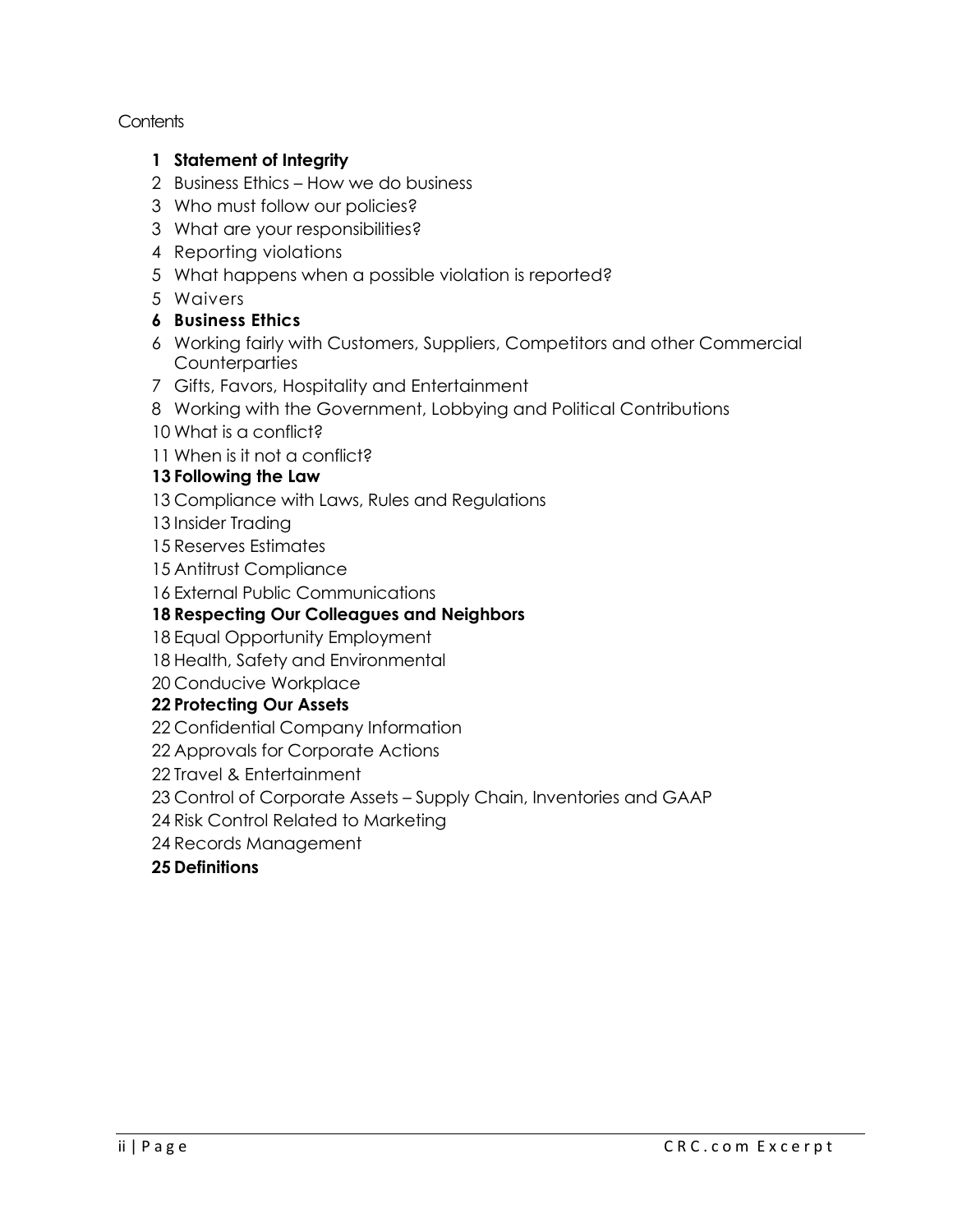Contents

- **1 Statement of Integrity**
- 2 Business Ethics – How we do business
- 3 Who must follow our policies?
- 3 What are your responsibilities?
- 4 Reporting violations
- 5 What happens when a possible violation is reported?
- 5 Waivers
- **6 Business Ethics**
- 6 Working fairly with Customers, Suppliers, Competitors and other Commercial Counterparties
- 7 Gifts, Favors, Hospitality and Entertainment
- 8 Working with the Government, Lobbying and Political Contributions
- 10 What is a conflict?
- 11 When is it not a conflict?
- **13 Following the Law**
- 13 Compliance with Laws, Rules and Regulations
- 13 Insider Trading
- 15 Reserves Estimates
- 15 Antitrust Compliance
- 16 External Public Communications
- **18 Respecting Our Colleagues and Neighbors**
- 18 Equal Opportunity Employment
- 18 Health, Safety and Environmental
- 20 Conducive Workplace
- **22 Protecting Our Assets**
- 22 Confidential Company Information
- 22 Approvals for Corporate Actions
- 22 Travel & Entertainment
- 23 Control of Corporate Assets – Supply Chain, Inventories and GAAP
- 24 Risk Control Related to Marketing
- 24 Records Management
- **25 Definitions**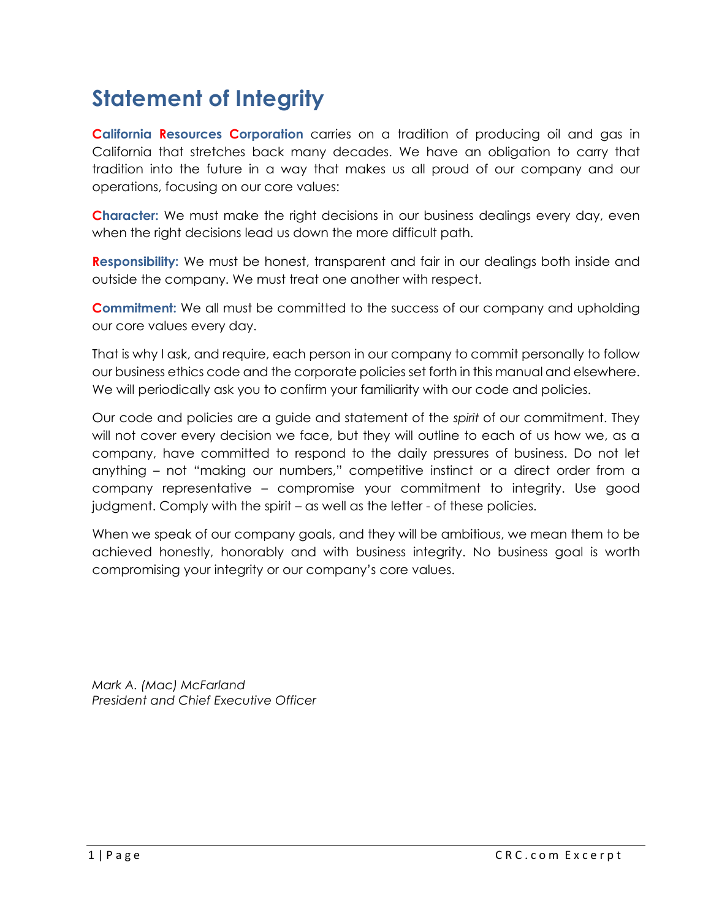# Statement of Integrity

**California Resources Corporation** carries on a tradition of producing oil and gas in California that stretches back many decades. We have an obligation to carry that tradition into the future in a way that makes us all proud of our company and our operations, focusing on our core values:

**Character:** We must make the right decisions in our business dealings every day, even when the right decisions lead us down the more difficult path.

**Responsibility:** We must be honest, transparent and fair in our dealings both inside and outside the company. We must treat one another with respect.

**Commitment:** We all must be committed to the success of our company and upholding our core values every day.

That is why I ask, and require, each person in our company to commit personally to follow our business ethics code and the corporate policies set forth in this manual and elsewhere. We will periodically ask you to confirm your familiarity with our code and policies.

Our code and policies are a guide and statement of the *spirit* of our commitment. They will not cover every decision we face, but they will outline to each of us how we, as a company, have committed to respond to the daily pressures of business. Do not let anything – not "making our numbers," competitive instinct or a direct order from a company representative – compromise your commitment to integrity. Use good judgment. Comply with the spirit – as well as the letter - of these policies.

When we speak of our company goals, and they will be ambitious, we mean them to be achieved honestly, honorably and with business integrity. No business goal is worth compromising your integrity or our company's core values.

*Mark A. (Mac) McFarland*
*President and Chief Executive Officer*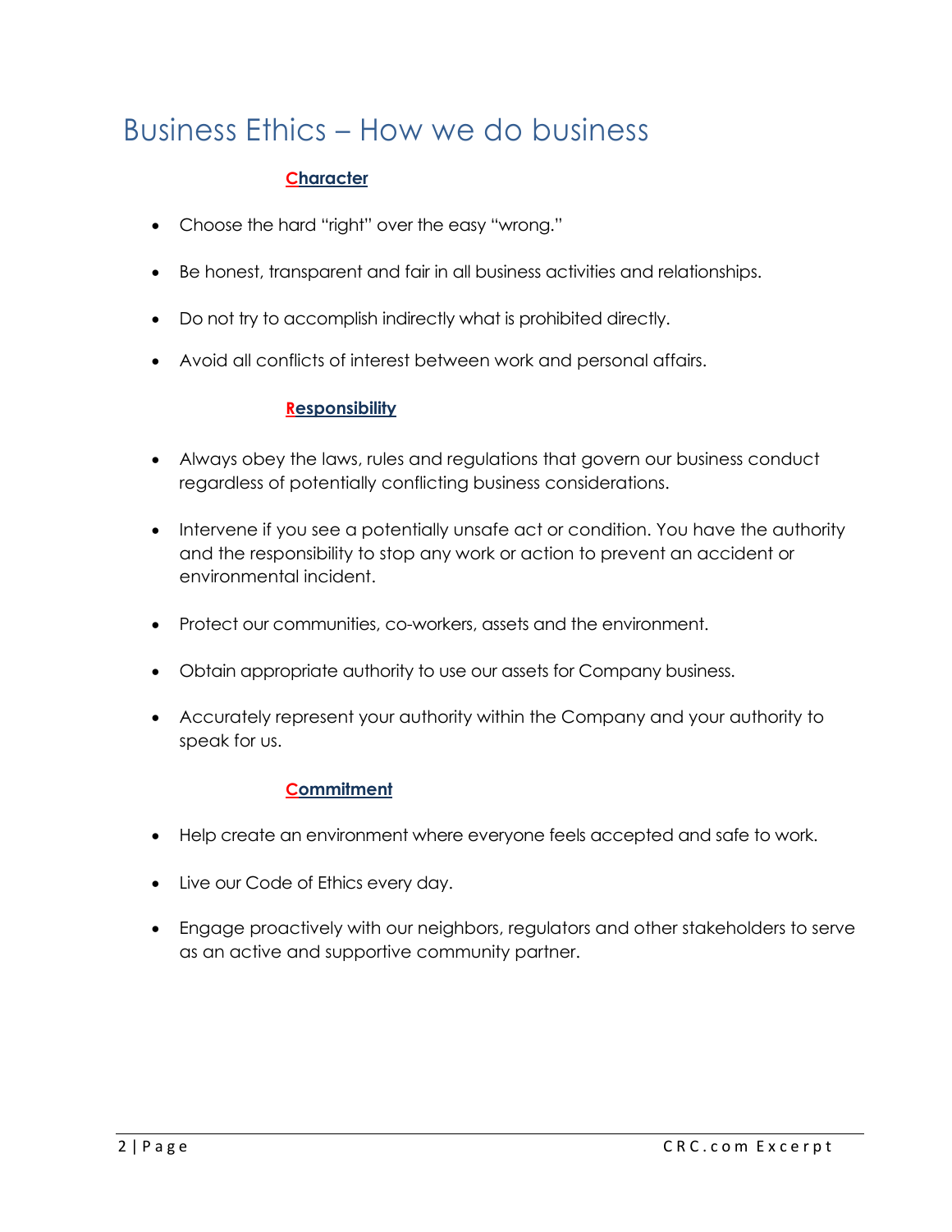# Business Ethics – How we do business

### Character

- Choose the hard "right" over the easy "wrong."
- Be honest, transparent and fair in all business activities and relationships.
- Do not try to accomplish indirectly what is prohibited directly.
- Avoid all conflicts of interest between work and personal affairs.

### Responsibility

- Always obey the laws, rules and regulations that govern our business conduct regardless of potentially conflicting business considerations.
- Intervene if you see a potentially unsafe act or condition. You have the authority and the responsibility to stop any work or action to prevent an accident or environmental incident.
- Protect our communities, co-workers, assets and the environment.
- Obtain appropriate authority to use our assets for Company business.
- Accurately represent your authority within the Company and your authority to speak for us.

### Commitment

- Help create an environment where everyone feels accepted and safe to work.
- Live our Code of Ethics every day.
- Engage proactively with our neighbors, regulators and other stakeholders to serve as an active and supportive community partner.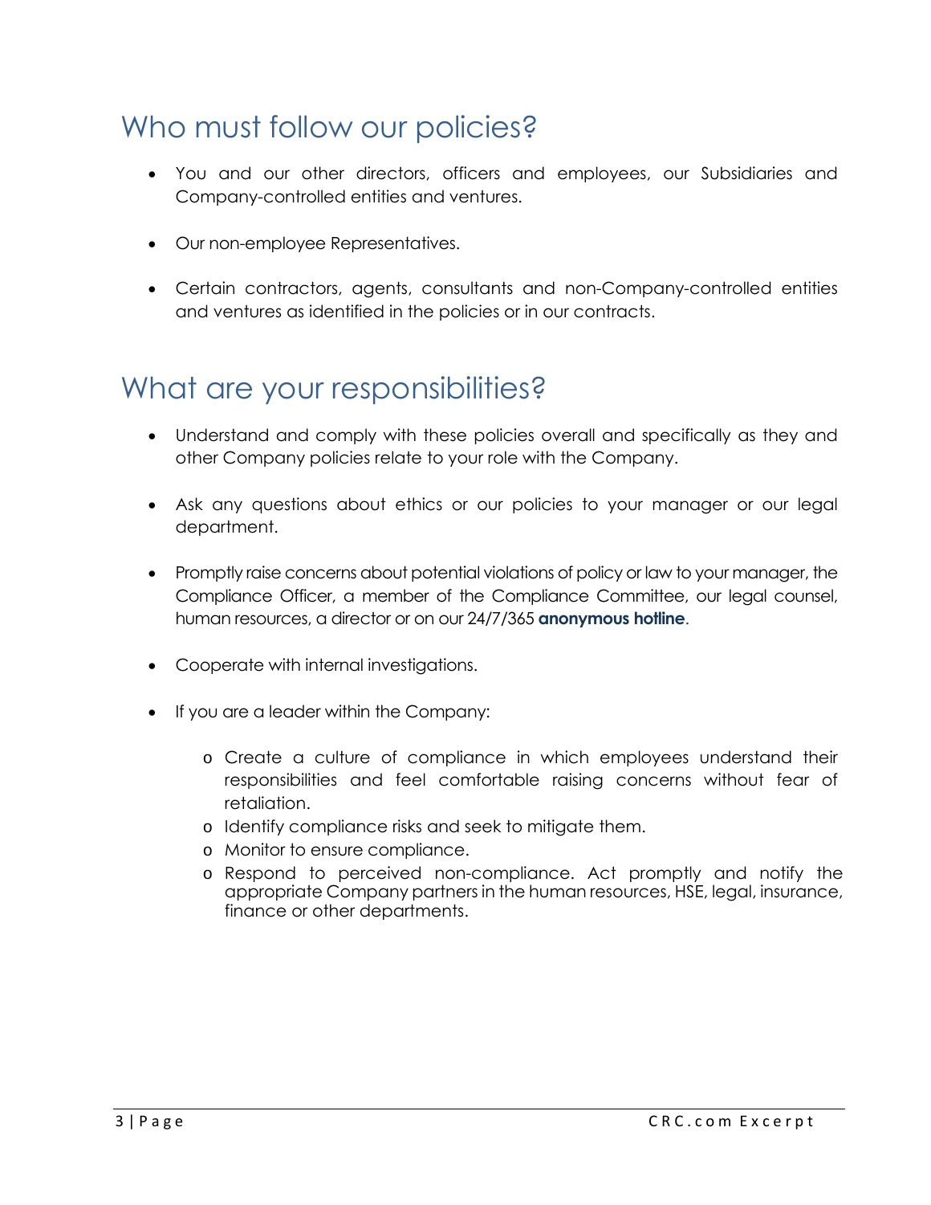## Who must follow our policies?

- You and our other directors, officers and employees, our Subsidiaries and Company-controlled entities and ventures.
- Our non-employee Representatives.
- Certain contractors, agents, consultants and non-Company-controlled entities and ventures as identified in the policies or in our contracts.

## What are your responsibilities?

- Understand and comply with these policies overall and specifically as they and other Company policies relate to your role with the Company.
- Ask any questions about ethics or our policies to your manager or our legal department.
- Promptly raise concerns about potential violations of policy or law to your manager, the Compliance Officer, a member of the Compliance Committee, our legal counsel, human resources, a director or on our 24/7/365 **anonymous hotline**.
- Cooperate with internal investigations.
- If you are a leader within the Company:
  - Create a culture of compliance in which employees understand their responsibilities and feel comfortable raising concerns without fear of retaliation.
  - Identify compliance risks and seek to mitigate them.
  - Monitor to ensure compliance.
  - Respond to perceived non-compliance. Act promptly and notify the appropriate Company partners in the human resources, HSE, legal, insurance, finance or other departments.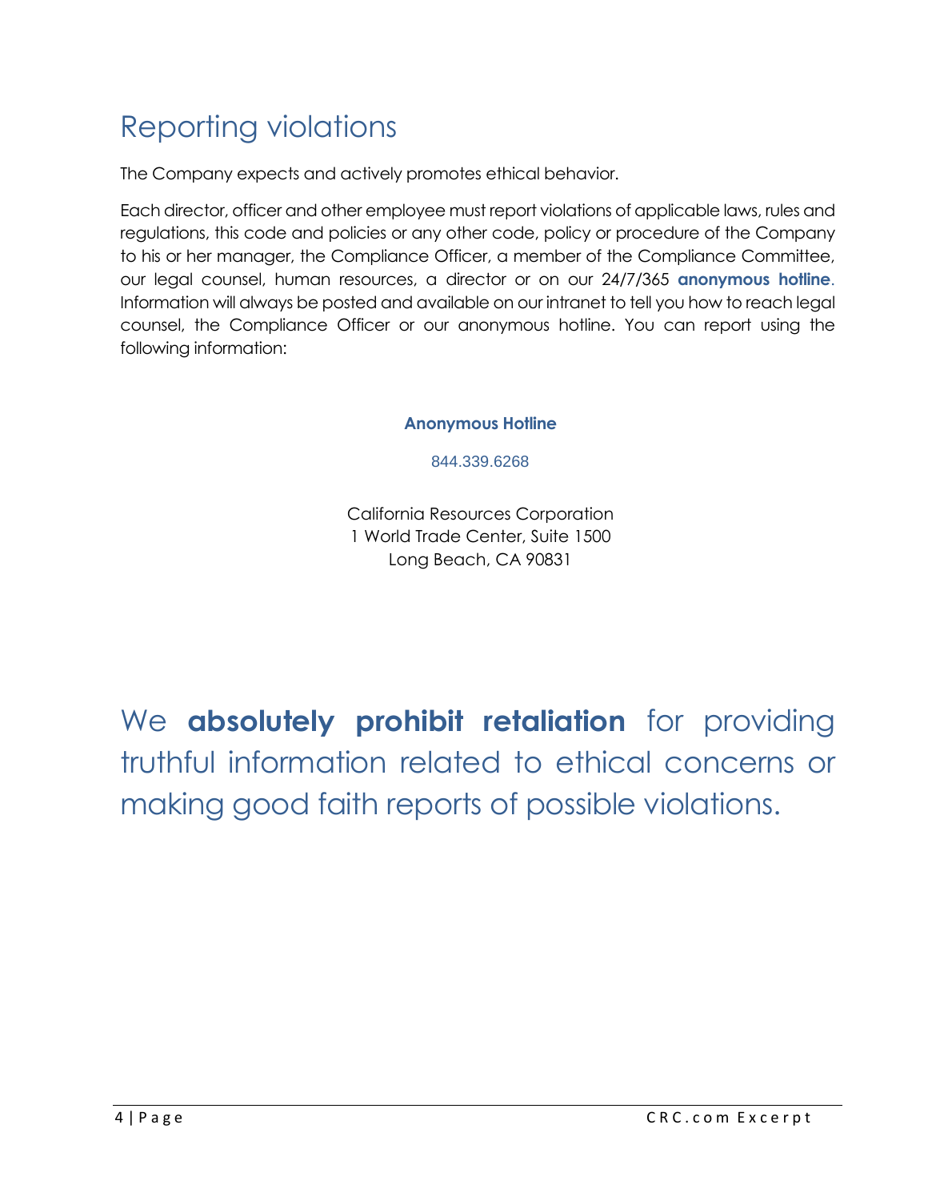# Reporting violations

The Company expects and actively promotes ethical behavior.

Each director, officer and other employee must report violations of applicable laws, rules and regulations, this code and policies or any other code, policy or procedure of the Company to his or her manager, the Compliance Officer, a member of the Compliance Committee, our legal counsel, human resources, a director or on our 24/7/365 **anonymous hotline**. Information will always be posted and available on our intranet to tell you how to reach legal counsel, the Compliance Officer or our anonymous hotline. You can report using the following information:

**Anonymous Hotline**

844.339.6268

California Resources Corporation
1 World Trade Center, Suite 1500
Long Beach, CA 90831

We **absolutely prohibit retaliation** for providing truthful information related to ethical concerns or making good faith reports of possible violations.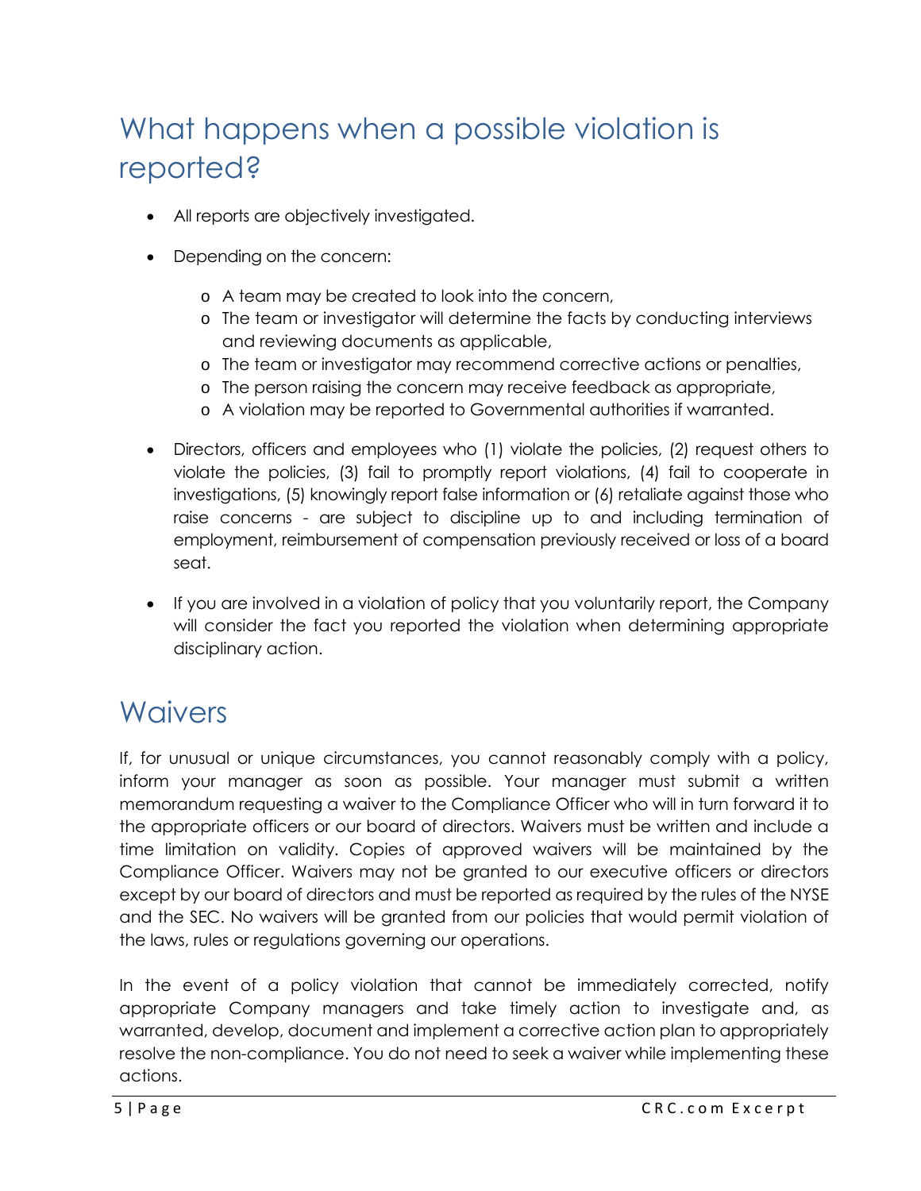# What happens when a possible violation is reported?

- All reports are objectively investigated.
- Depending on the concern:
  - A team may be created to look into the concern,
  - The team or investigator will determine the facts by conducting interviews and reviewing documents as applicable,
  - The team or investigator may recommend corrective actions or penalties,
  - The person raising the concern may receive feedback as appropriate,
  - A violation may be reported to Governmental authorities if warranted.
- Directors, officers and employees who (1) violate the policies, (2) request others to violate the policies, (3) fail to promptly report violations, (4) fail to cooperate in investigations, (5) knowingly report false information or (6) retaliate against those who raise concerns - are subject to discipline up to and including termination of employment, reimbursement of compensation previously received or loss of a board seat.
- If you are involved in a violation of policy that you voluntarily report, the Company will consider the fact you reported the violation when determining appropriate disciplinary action.

# Waivers

If, for unusual or unique circumstances, you cannot reasonably comply with a policy, inform your manager as soon as possible. Your manager must submit a written memorandum requesting a waiver to the Compliance Officer who will in turn forward it to the appropriate officers or our board of directors. Waivers must be written and include a time limitation on validity. Copies of approved waivers will be maintained by the Compliance Officer. Waivers may not be granted to our executive officers or directors except by our board of directors and must be reported as required by the rules of the NYSE and the SEC. No waivers will be granted from our policies that would permit violation of the laws, rules or regulations governing our operations.

In the event of a policy violation that cannot be immediately corrected, notify appropriate Company managers and take timely action to investigate and, as warranted, develop, document and implement a corrective action plan to appropriately resolve the non-compliance. You do not need to seek a waiver while implementing these actions.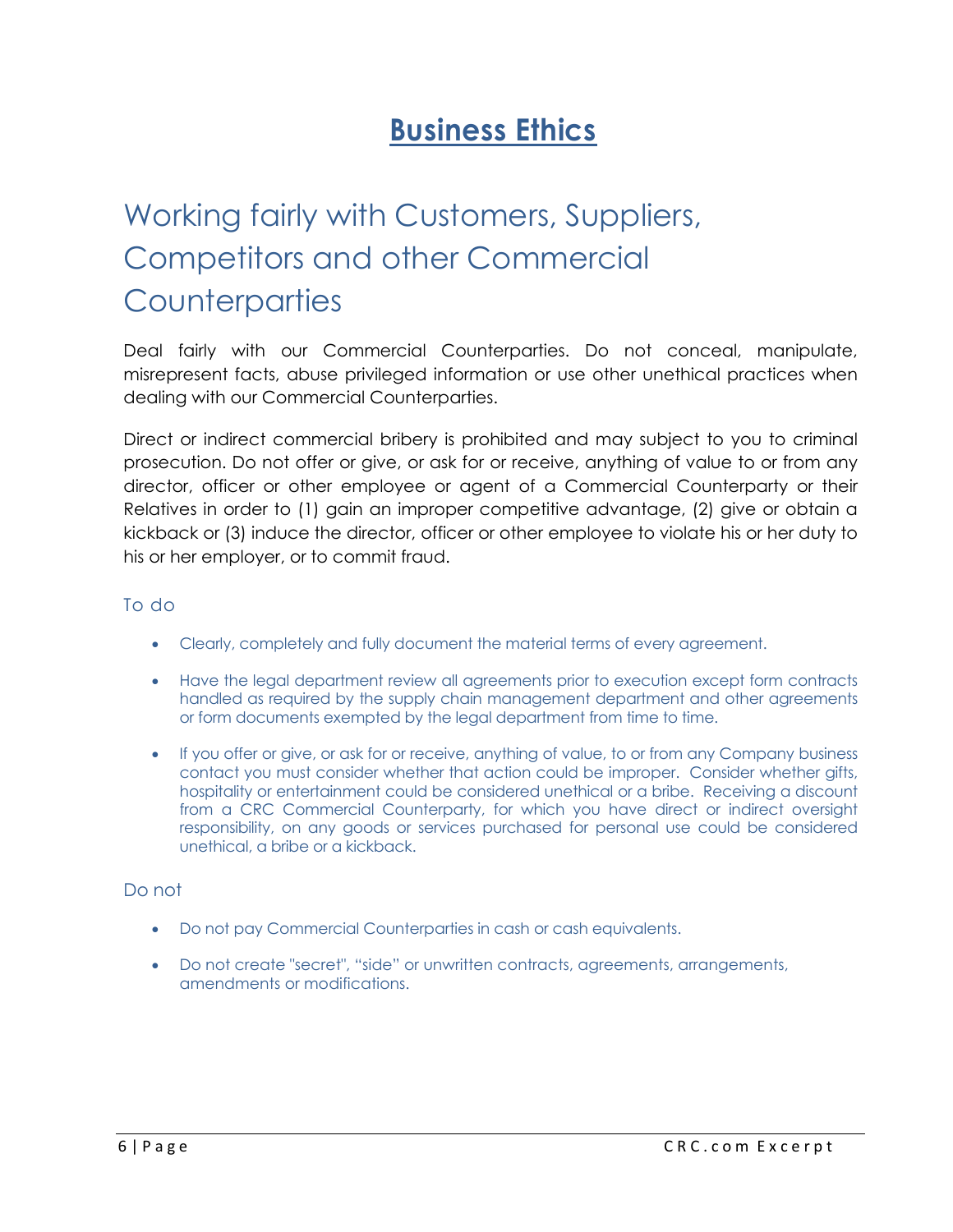# Business Ethics

## Working fairly with Customers, Suppliers, Competitors and other Commercial Counterparties

Deal fairly with our Commercial Counterparties. Do not conceal, manipulate, misrepresent facts, abuse privileged information or use other unethical practices when dealing with our Commercial Counterparties.

Direct or indirect commercial bribery is prohibited and may subject to you to criminal prosecution. Do not offer or give, or ask for or receive, anything of value to or from any director, officer or other employee or agent of a Commercial Counterparty or their Relatives in order to (1) gain an improper competitive advantage, (2) give or obtain a kickback or (3) induce the director, officer or other employee to violate his or her duty to his or her employer, or to commit fraud.

### To do

- Clearly, completely and fully document the material terms of every agreement.
- Have the legal department review all agreements prior to execution except form contracts handled as required by the supply chain management department and other agreements or form documents exempted by the legal department from time to time.
- If you offer or give, or ask for or receive, anything of value, to or from any Company business contact you must consider whether that action could be improper. Consider whether gifts, hospitality or entertainment could be considered unethical or a bribe. Receiving a discount from a CRC Commercial Counterparty, for which you have direct or indirect oversight responsibility, on any goods or services purchased for personal use could be considered unethical, a bribe or a kickback.

### Do not

- Do not pay Commercial Counterparties in cash or cash equivalents.
- Do not create "secret", "side" or unwritten contracts, agreements, arrangements, amendments or modifications.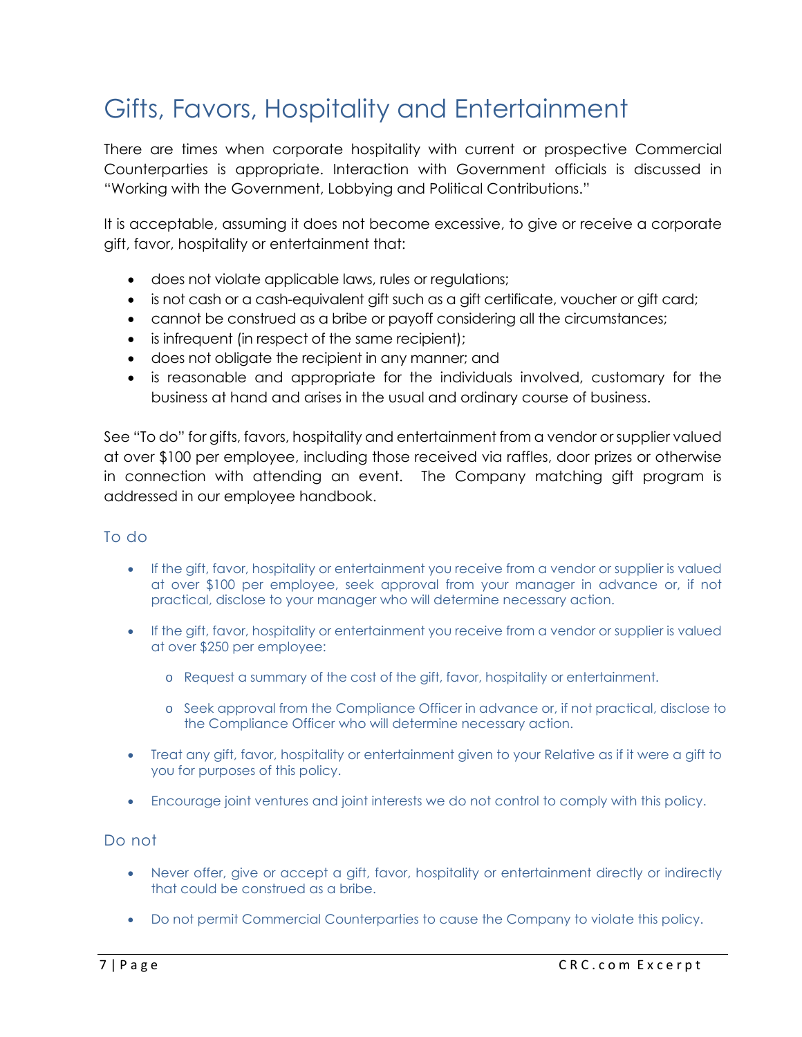# Gifts, Favors, Hospitality and Entertainment

There are times when corporate hospitality with current or prospective Commercial Counterparties is appropriate. Interaction with Government officials is discussed in "Working with the Government, Lobbying and Political Contributions."

It is acceptable, assuming it does not become excessive, to give or receive a corporate gift, favor, hospitality or entertainment that:

- does not violate applicable laws, rules or regulations;
- is not cash or a cash-equivalent gift such as a gift certificate, voucher or gift card;
- cannot be construed as a bribe or payoff considering all the circumstances;
- is infrequent (in respect of the same recipient);
- does not obligate the recipient in any manner; and
- is reasonable and appropriate for the individuals involved, customary for the business at hand and arises in the usual and ordinary course of business.

See "To do" for gifts, favors, hospitality and entertainment from a vendor or supplier valued at over $100 per employee, including those received via raffles, door prizes or otherwise in connection with attending an event. The Company matching gift program is addressed in our employee handbook.

## To do

- If the gift, favor, hospitality or entertainment you receive from a vendor or supplier is valued at over $100 per employee, seek approval from your manager in advance or, if not practical, disclose to your manager who will determine necessary action.

- If the gift, favor, hospitality or entertainment you receive from a vendor or supplier is valued at over $250 per employee:

  - Request a summary of the cost of the gift, favor, hospitality or entertainment.

  - Seek approval from the Compliance Officer in advance or, if not practical, disclose to the Compliance Officer who will determine necessary action.

- Treat any gift, favor, hospitality or entertainment given to your Relative as if it were a gift to you for purposes of this policy.

- Encourage joint ventures and joint interests we do not control to comply with this policy.

## Do not

- Never offer, give or accept a gift, favor, hospitality or entertainment directly or indirectly that could be construed as a bribe.

- Do not permit Commercial Counterparties to cause the Company to violate this policy.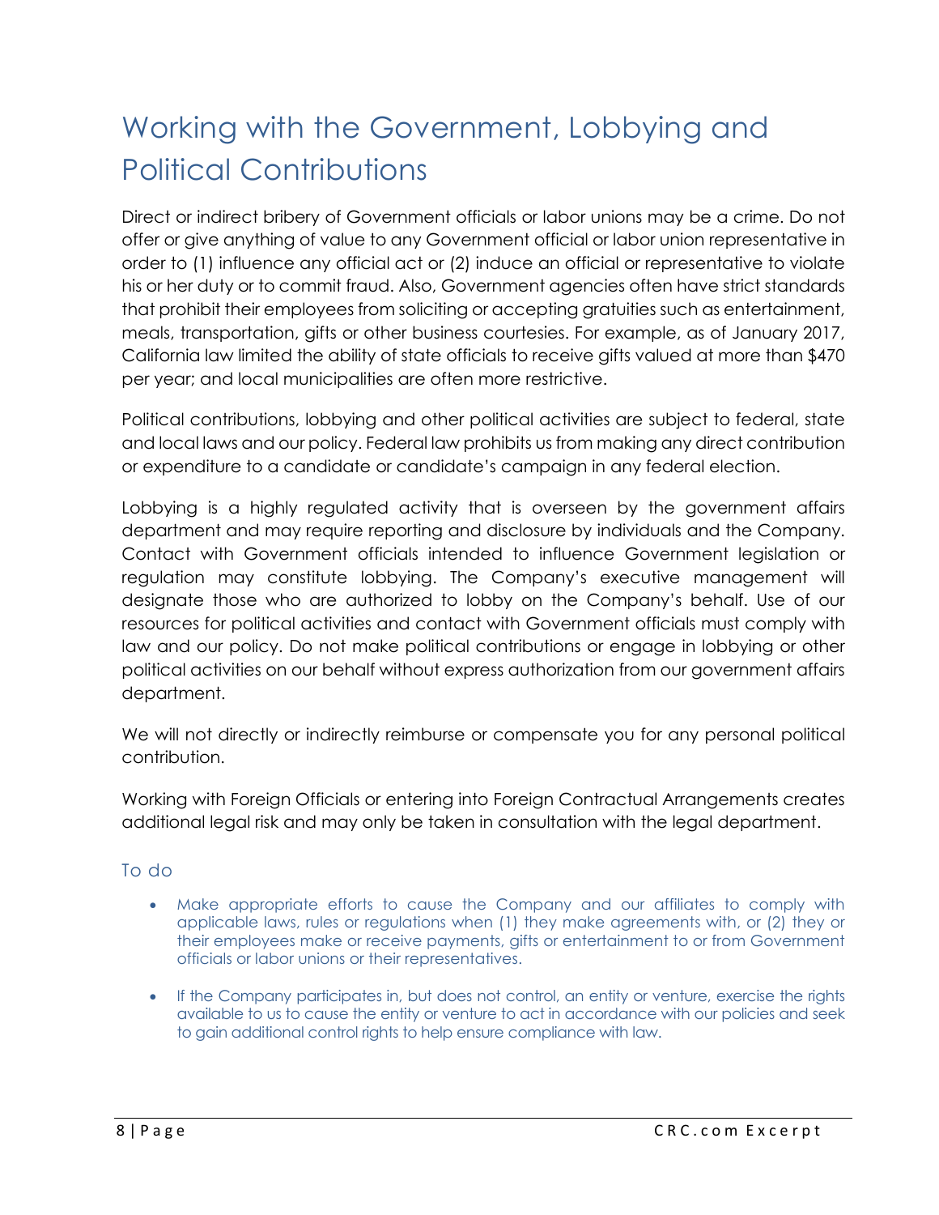# Working with the Government, Lobbying and Political Contributions

Direct or indirect bribery of Government officials or labor unions may be a crime. Do not offer or give anything of value to any Government official or labor union representative in order to (1) influence any official act or (2) induce an official or representative to violate his or her duty or to commit fraud. Also, Government agencies often have strict standards that prohibit their employees from soliciting or accepting gratuities such as entertainment, meals, transportation, gifts or other business courtesies. For example, as of January 2017, California law limited the ability of state officials to receive gifts valued at more than $470 per year; and local municipalities are often more restrictive.

Political contributions, lobbying and other political activities are subject to federal, state and local laws and our policy. Federal law prohibits us from making any direct contribution or expenditure to a candidate or candidate's campaign in any federal election.

Lobbying is a highly regulated activity that is overseen by the government affairs department and may require reporting and disclosure by individuals and the Company. Contact with Government officials intended to influence Government legislation or regulation may constitute lobbying. The Company's executive management will designate those who are authorized to lobby on the Company's behalf. Use of our resources for political activities and contact with Government officials must comply with law and our policy. Do not make political contributions or engage in lobbying or other political activities on our behalf without express authorization from our government affairs department.

We will not directly or indirectly reimburse or compensate you for any personal political contribution.

Working with Foreign Officials or entering into Foreign Contractual Arrangements creates additional legal risk and may only be taken in consultation with the legal department.

## To do

- Make appropriate efforts to cause the Company and our affiliates to comply with applicable laws, rules or regulations when (1) they make agreements with, or (2) they or their employees make or receive payments, gifts or entertainment to or from Government officials or labor unions or their representatives.
- If the Company participates in, but does not control, an entity or venture, exercise the rights available to us to cause the entity or venture to act in accordance with our policies and seek to gain additional control rights to help ensure compliance with law.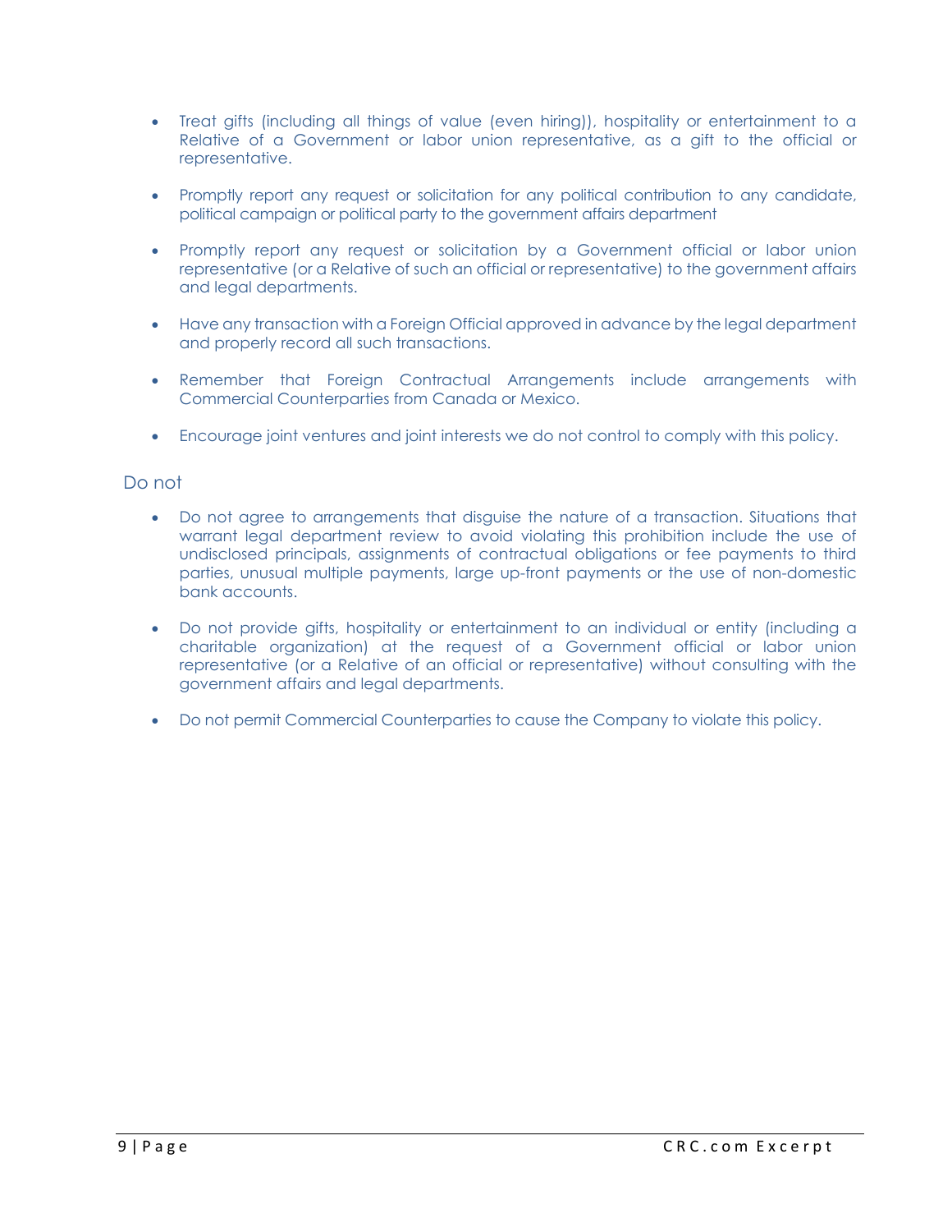- Treat gifts (including all things of value (even hiring)), hospitality or entertainment to a Relative of a Government or labor union representative, as a gift to the official or representative.

- Promptly report any request or solicitation for any political contribution to any candidate, political campaign or political party to the government affairs department

- Promptly report any request or solicitation by a Government official or labor union representative (or a Relative of such an official or representative) to the government affairs and legal departments.

- Have any transaction with a Foreign Official approved in advance by the legal department and properly record all such transactions.

- Remember that Foreign Contractual Arrangements include arrangements with Commercial Counterparties from Canada or Mexico.

- Encourage joint ventures and joint interests we do not control to comply with this policy.

## Do not

- Do not agree to arrangements that disguise the nature of a transaction. Situations that warrant legal department review to avoid violating this prohibition include the use of undisclosed principals, assignments of contractual obligations or fee payments to third parties, unusual multiple payments, large up-front payments or the use of non-domestic bank accounts.

- Do not provide gifts, hospitality or entertainment to an individual or entity (including a charitable organization) at the request of a Government official or labor union representative (or a Relative of an official or representative) without consulting with the government affairs and legal departments.

- Do not permit Commercial Counterparties to cause the Company to violate this policy.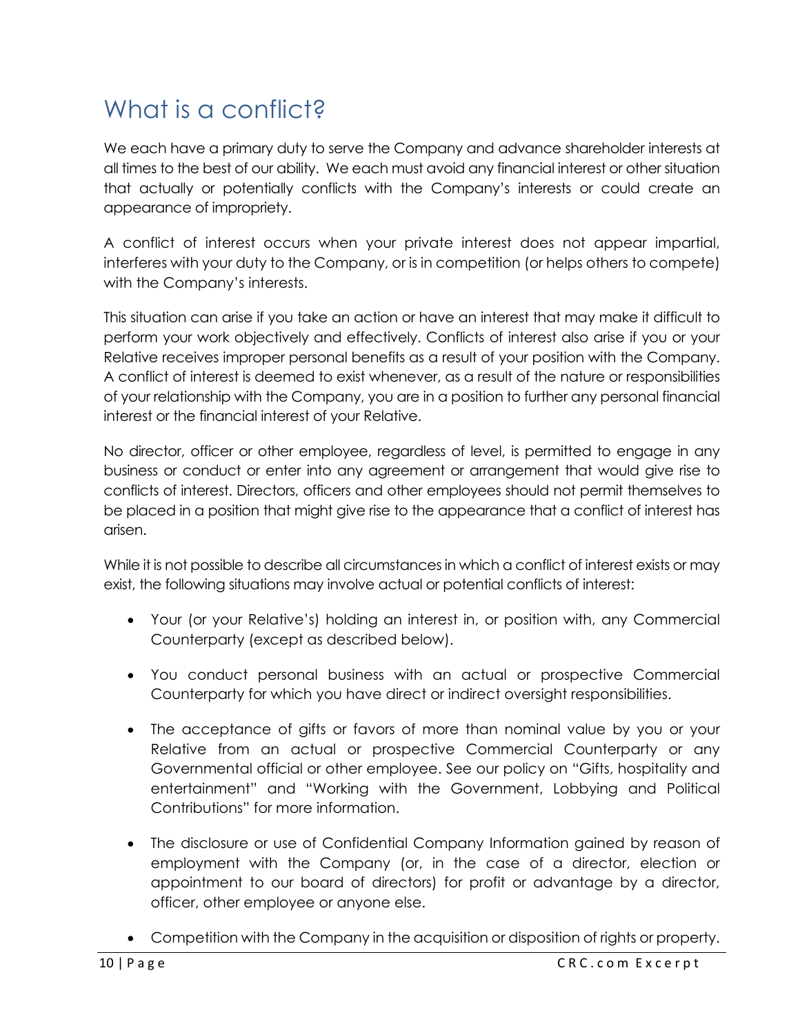# What is a conflict?

We each have a primary duty to serve the Company and advance shareholder interests at all times to the best of our ability. We each must avoid any financial interest or other situation that actually or potentially conflicts with the Company's interests or could create an appearance of impropriety.

A conflict of interest occurs when your private interest does not appear impartial, interferes with your duty to the Company, or is in competition (or helps others to compete) with the Company's interests.

This situation can arise if you take an action or have an interest that may make it difficult to perform your work objectively and effectively. Conflicts of interest also arise if you or your Relative receives improper personal benefits as a result of your position with the Company. A conflict of interest is deemed to exist whenever, as a result of the nature or responsibilities of your relationship with the Company, you are in a position to further any personal financial interest or the financial interest of your Relative.

No director, officer or other employee, regardless of level, is permitted to engage in any business or conduct or enter into any agreement or arrangement that would give rise to conflicts of interest. Directors, officers and other employees should not permit themselves to be placed in a position that might give rise to the appearance that a conflict of interest has arisen.

While it is not possible to describe all circumstances in which a conflict of interest exists or may exist, the following situations may involve actual or potential conflicts of interest:

- Your (or your Relative's) holding an interest in, or position with, any Commercial Counterparty (except as described below).
- You conduct personal business with an actual or prospective Commercial Counterparty for which you have direct or indirect oversight responsibilities.
- The acceptance of gifts or favors of more than nominal value by you or your Relative from an actual or prospective Commercial Counterparty or any Governmental official or other employee. See our policy on "Gifts, hospitality and entertainment" and "Working with the Government, Lobbying and Political Contributions" for more information.
- The disclosure or use of Confidential Company Information gained by reason of employment with the Company (or, in the case of a director, election or appointment to our board of directors) for profit or advantage by a director, officer, other employee or anyone else.
- Competition with the Company in the acquisition or disposition of rights or property.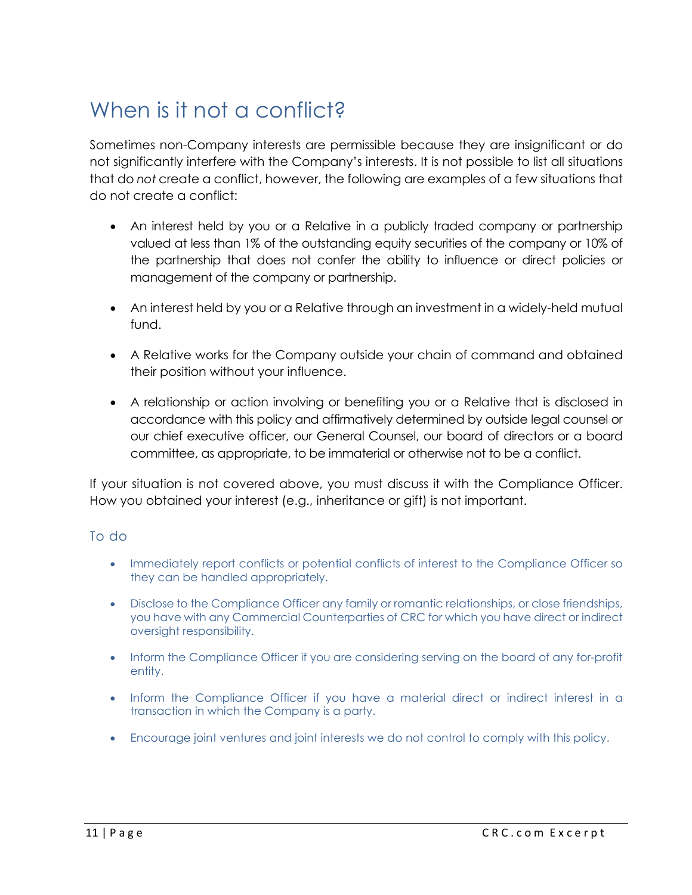# When is it not a conflict?

Sometimes non-Company interests are permissible because they are insignificant or do not significantly interfere with the Company's interests. It is not possible to list all situations that do *not* create a conflict, however, the following are examples of a few situations that do not create a conflict:

- An interest held by you or a Relative in a publicly traded company or partnership valued at less than 1% of the outstanding equity securities of the company or 10% of the partnership that does not confer the ability to influence or direct policies or management of the company or partnership.
- An interest held by you or a Relative through an investment in a widely-held mutual fund.
- A Relative works for the Company outside your chain of command and obtained their position without your influence.
- A relationship or action involving or benefiting you or a Relative that is disclosed in accordance with this policy and affirmatively determined by outside legal counsel or our chief executive officer, our General Counsel, our board of directors or a board committee, as appropriate, to be immaterial or otherwise not to be a conflict.

If your situation is not covered above, you must discuss it with the Compliance Officer. How you obtained your interest (e.g., inheritance or gift) is not important.

## To do

- Immediately report conflicts or potential conflicts of interest to the Compliance Officer so they can be handled appropriately.
- Disclose to the Compliance Officer any family or romantic relationships, or close friendships, you have with any Commercial Counterparties of CRC for which you have direct or indirect oversight responsibility.
- Inform the Compliance Officer if you are considering serving on the board of any for-profit entity.
- Inform the Compliance Officer if you have a material direct or indirect interest in a transaction in which the Company is a party.
- Encourage joint ventures and joint interests we do not control to comply with this policy.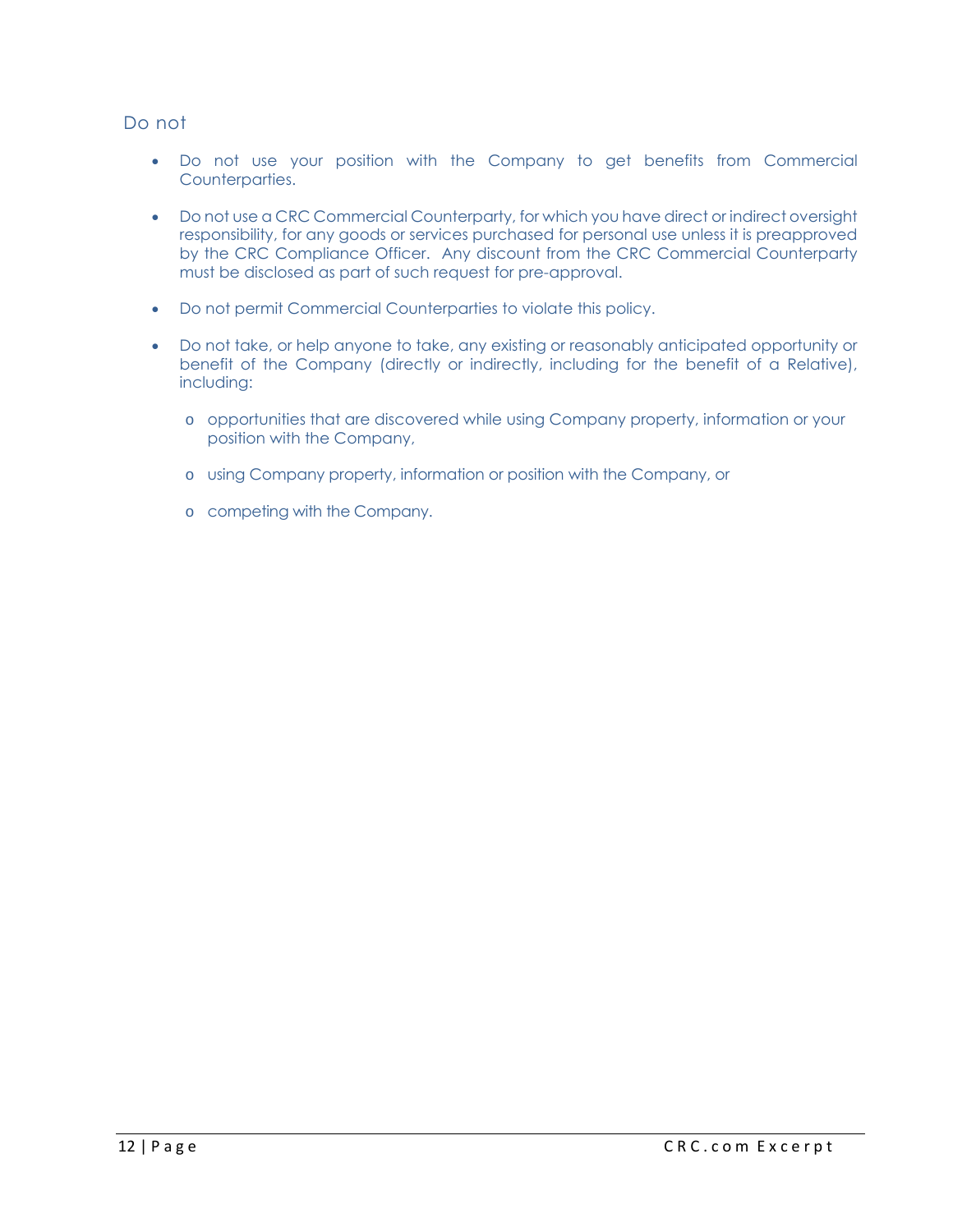### Do not

- Do not use your position with the Company to get benefits from Commercial Counterparties.

- Do not use a CRC Commercial Counterparty, for which you have direct or indirect oversight responsibility, for any goods or services purchased for personal use unless it is preapproved by the CRC Compliance Officer. Any discount from the CRC Commercial Counterparty must be disclosed as part of such request for pre-approval.

- Do not permit Commercial Counterparties to violate this policy.

- Do not take, or help anyone to take, any existing or reasonably anticipated opportunity or benefit of the Company (directly or indirectly, including for the benefit of a Relative), including:

  - opportunities that are discovered while using Company property, information or your position with the Company,

  - using Company property, information or position with the Company, or

  - competing with the Company.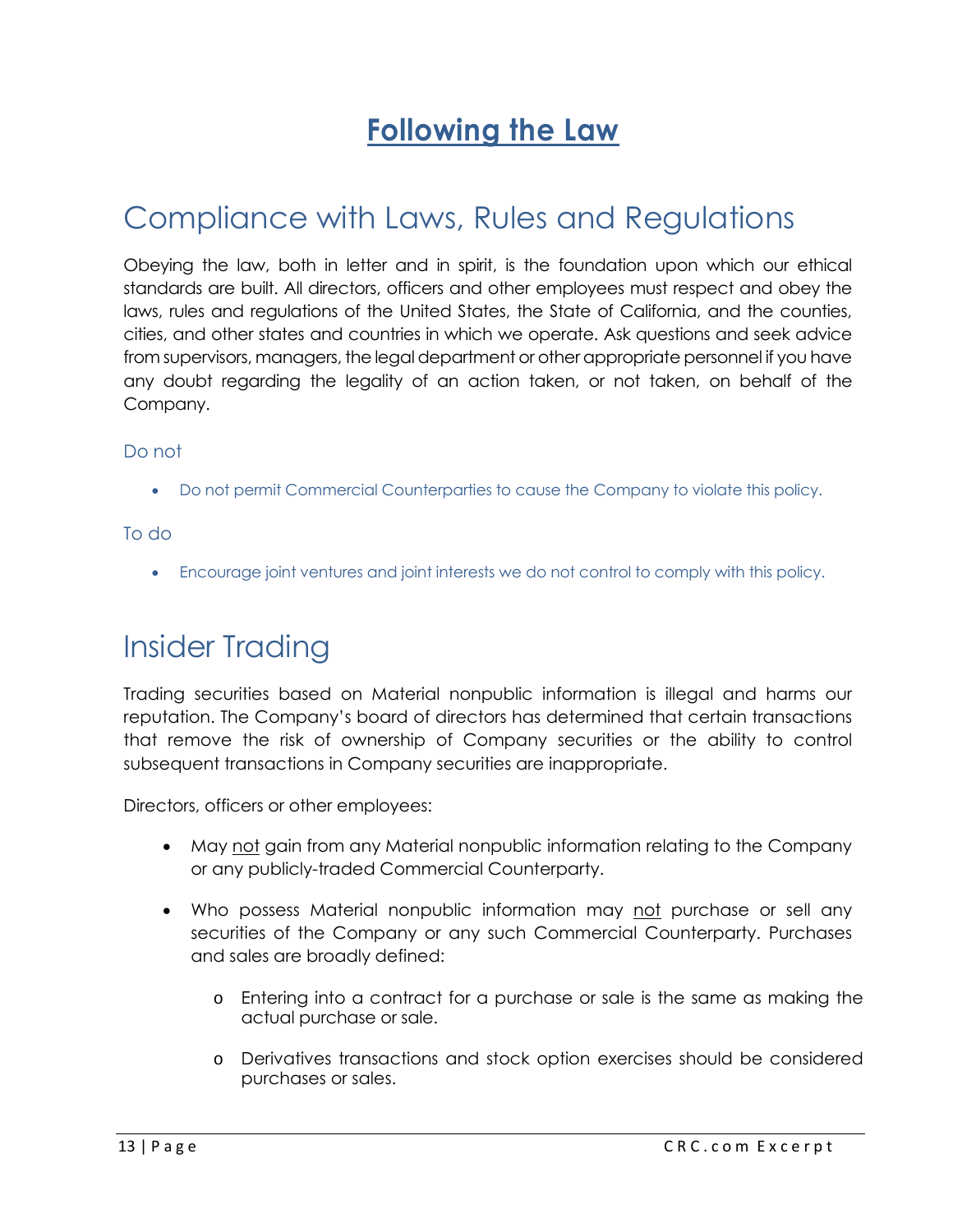# Following the Law

## Compliance with Laws, Rules and Regulations

Obeying the law, both in letter and in spirit, is the foundation upon which our ethical standards are built. All directors, officers and other employees must respect and obey the laws, rules and regulations of the United States, the State of California, and the counties, cities, and other states and countries in which we operate. Ask questions and seek advice from supervisors, managers, the legal department or other appropriate personnel if you have any doubt regarding the legality of an action taken, or not taken, on behalf of the Company.

### Do not

- Do not permit Commercial Counterparties to cause the Company to violate this policy.

### To do

- Encourage joint ventures and joint interests we do not control to comply with this policy.

## Insider Trading

Trading securities based on Material nonpublic information is illegal and harms our reputation. The Company's board of directors has determined that certain transactions that remove the risk of ownership of Company securities or the ability to control subsequent transactions in Company securities are inappropriate.

Directors, officers or other employees:

- May not gain from any Material nonpublic information relating to the Company or any publicly-traded Commercial Counterparty.
- Who possess Material nonpublic information may not purchase or sell any securities of the Company or any such Commercial Counterparty. Purchases and sales are broadly defined:
  - Entering into a contract for a purchase or sale is the same as making the actual purchase or sale.
  - Derivatives transactions and stock option exercises should be considered purchases or sales.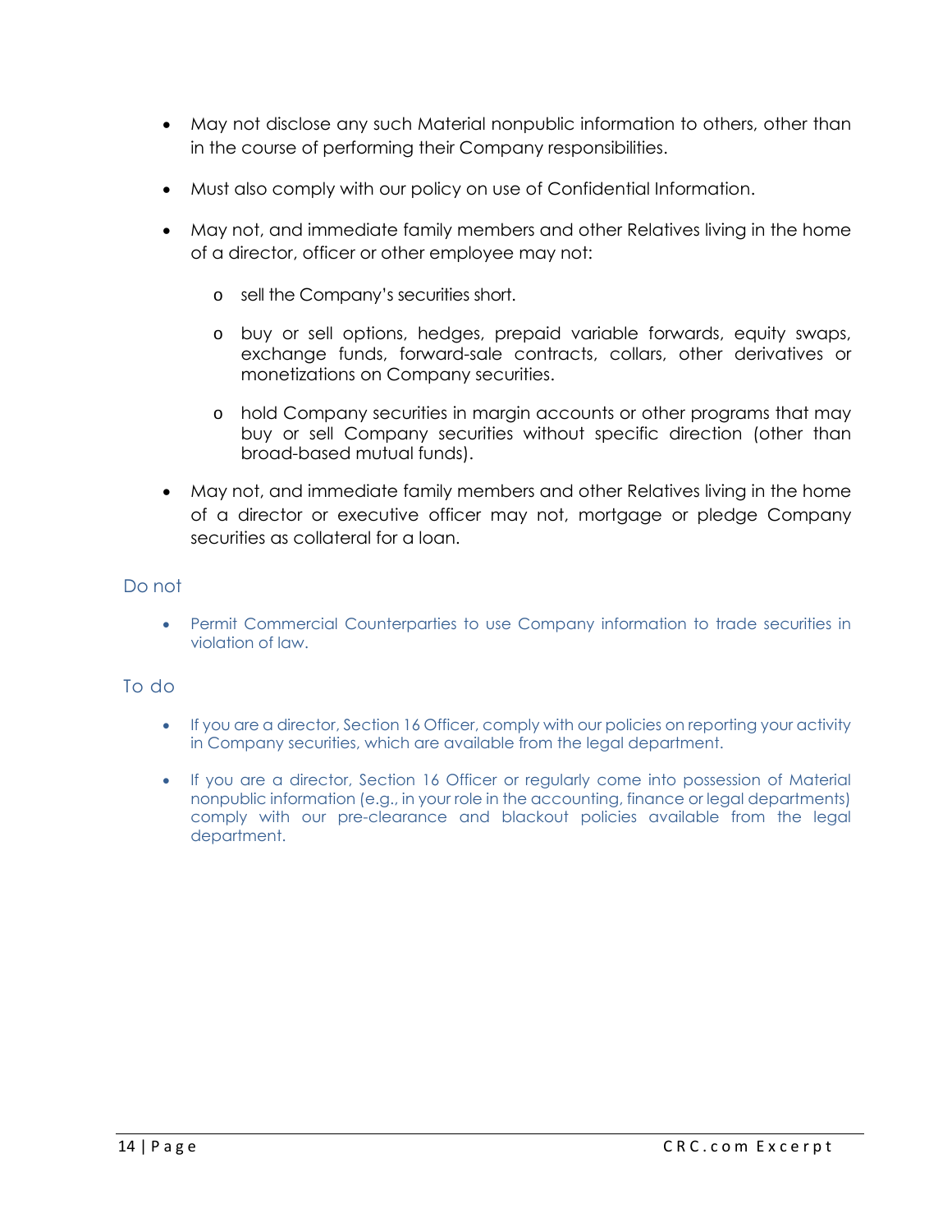- May not disclose any such Material nonpublic information to others, other than in the course of performing their Company responsibilities.

- Must also comply with our policy on use of Confidential Information.

- May not, and immediate family members and other Relatives living in the home of a director, officer or other employee may not:

  - sell the Company's securities short.

  - buy or sell options, hedges, prepaid variable forwards, equity swaps, exchange funds, forward-sale contracts, collars, other derivatives or monetizations on Company securities.

  - hold Company securities in margin accounts or other programs that may buy or sell Company securities without specific direction (other than broad-based mutual funds).

- May not, and immediate family members and other Relatives living in the home of a director or executive officer may not, mortgage or pledge Company securities as collateral for a loan.

## Do not

- Permit Commercial Counterparties to use Company information to trade securities in violation of law.

## To do

- If you are a director, Section 16 Officer, comply with our policies on reporting your activity in Company securities, which are available from the legal department.

- If you are a director, Section 16 Officer or regularly come into possession of Material nonpublic information (e.g., in your role in the accounting, finance or legal departments) comply with our pre-clearance and blackout policies available from the legal department.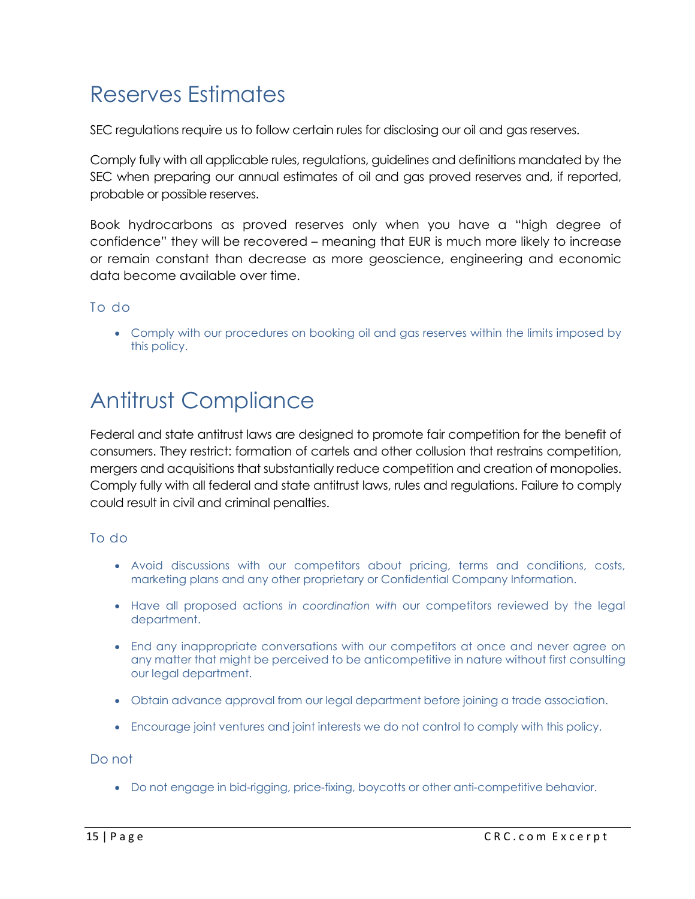# Reserves Estimates

SEC regulations require us to follow certain rules for disclosing our oil and gas reserves.

Comply fully with all applicable rules, regulations, guidelines and definitions mandated by the SEC when preparing our annual estimates of oil and gas proved reserves and, if reported, probable or possible reserves.

Book hydrocarbons as proved reserves only when you have a "high degree of confidence" they will be recovered – meaning that EUR is much more likely to increase or remain constant than decrease as more geoscience, engineering and economic data become available over time.

## To do

- Comply with our procedures on booking oil and gas reserves within the limits imposed by this policy.

# Antitrust Compliance

Federal and state antitrust laws are designed to promote fair competition for the benefit of consumers. They restrict: formation of cartels and other collusion that restrains competition, mergers and acquisitions that substantially reduce competition and creation of monopolies. Comply fully with all federal and state antitrust laws, rules and regulations. Failure to comply could result in civil and criminal penalties.

## To do

- Avoid discussions with our competitors about pricing, terms and conditions, costs, marketing plans and any other proprietary or Confidential Company Information.
- Have all proposed actions *in coordination with* our competitors reviewed by the legal department.
- End any inappropriate conversations with our competitors at once and never agree on any matter that might be perceived to be anticompetitive in nature without first consulting our legal department.
- Obtain advance approval from our legal department before joining a trade association.
- Encourage joint ventures and joint interests we do not control to comply with this policy.

## Do not

- Do not engage in bid-rigging, price-fixing, boycotts or other anti-competitive behavior.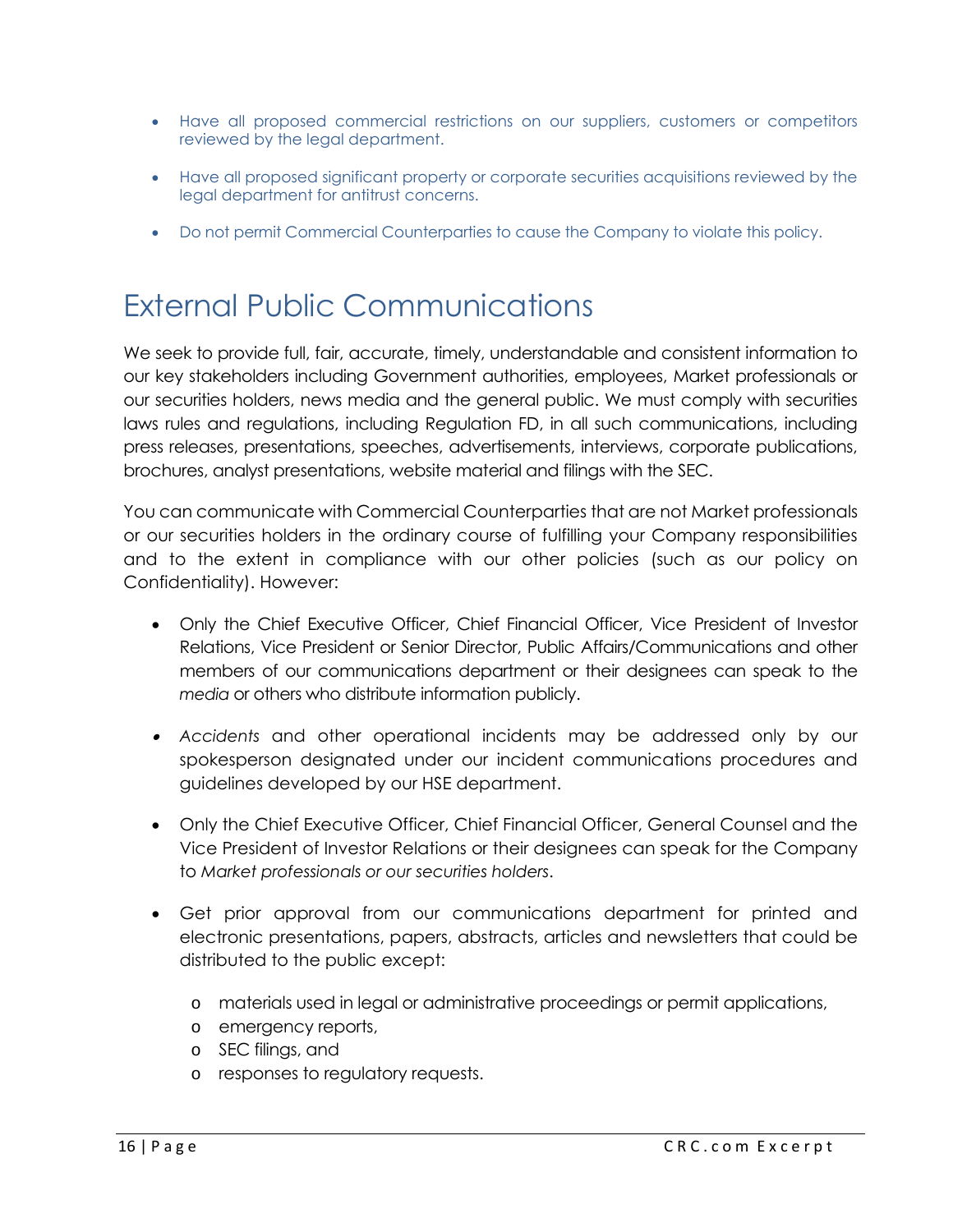- Have all proposed commercial restrictions on our suppliers, customers or competitors reviewed by the legal department.
- Have all proposed significant property or corporate securities acquisitions reviewed by the legal department for antitrust concerns.
- Do not permit Commercial Counterparties to cause the Company to violate this policy.

# External Public Communications

We seek to provide full, fair, accurate, timely, understandable and consistent information to our key stakeholders including Government authorities, employees, Market professionals or our securities holders, news media and the general public. We must comply with securities laws rules and regulations, including Regulation FD, in all such communications, including press releases, presentations, speeches, advertisements, interviews, corporate publications, brochures, analyst presentations, website material and filings with the SEC.

You can communicate with Commercial Counterparties that are not Market professionals or our securities holders in the ordinary course of fulfilling your Company responsibilities and to the extent in compliance with our other policies (such as our policy on Confidentiality). However:

- Only the Chief Executive Officer, Chief Financial Officer, Vice President of Investor Relations, Vice President or Senior Director, Public Affairs/Communications and other members of our communications department or their designees can speak to the *media* or others who distribute information publicly.
- *Accidents* and other operational incidents may be addressed only by our spokesperson designated under our incident communications procedures and guidelines developed by our HSE department.
- Only the Chief Executive Officer, Chief Financial Officer, General Counsel and the Vice President of Investor Relations or their designees can speak for the Company to *Market professionals or our securities holders*.
- Get prior approval from our communications department for printed and electronic presentations, papers, abstracts, articles and newsletters that could be distributed to the public except:
  - materials used in legal or administrative proceedings or permit applications,
  - emergency reports,
  - SEC filings, and
  - responses to regulatory requests.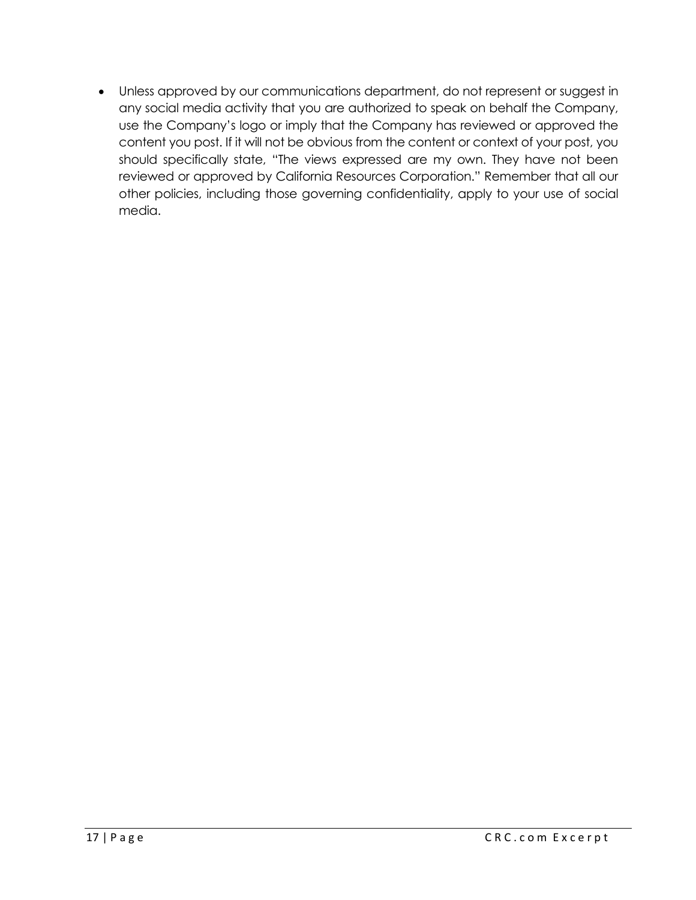- Unless approved by our communications department, do not represent or suggest in any social media activity that you are authorized to speak on behalf the Company, use the Company's logo or imply that the Company has reviewed or approved the content you post. If it will not be obvious from the content or context of your post, you should specifically state, "The views expressed are my own. They have not been reviewed or approved by California Resources Corporation." Remember that all our other policies, including those governing confidentiality, apply to your use of social media.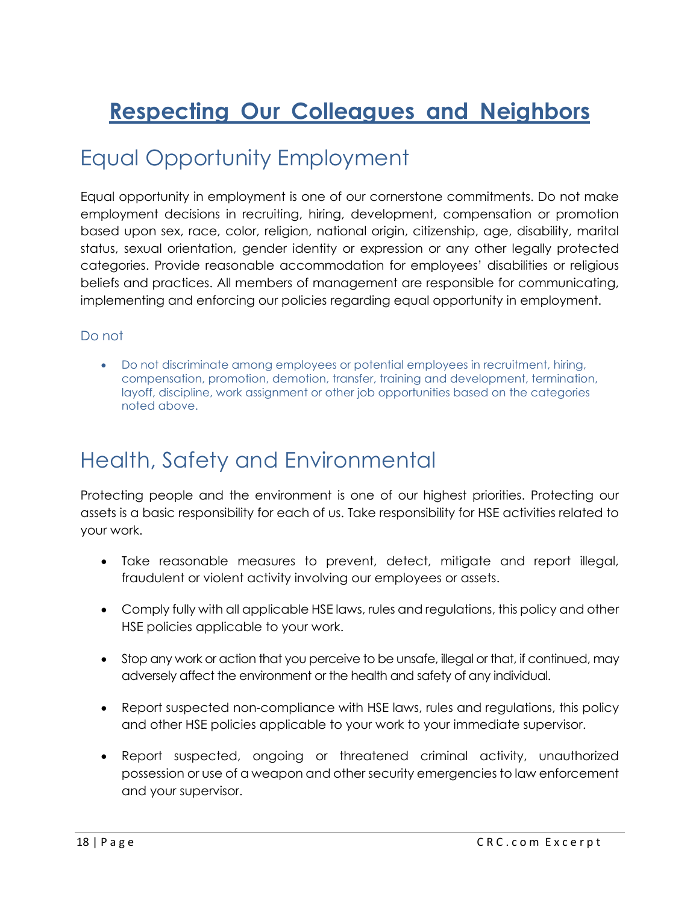# Respecting Our Colleagues and Neighbors

## Equal Opportunity Employment

Equal opportunity in employment is one of our cornerstone commitments. Do not make employment decisions in recruiting, hiring, development, compensation or promotion based upon sex, race, color, religion, national origin, citizenship, age, disability, marital status, sexual orientation, gender identity or expression or any other legally protected categories. Provide reasonable accommodation for employees' disabilities or religious beliefs and practices. All members of management are responsible for communicating, implementing and enforcing our policies regarding equal opportunity in employment.

### Do not

- Do not discriminate among employees or potential employees in recruitment, hiring, compensation, promotion, demotion, transfer, training and development, termination, layoff, discipline, work assignment or other job opportunities based on the categories noted above.

## Health, Safety and Environmental

Protecting people and the environment is one of our highest priorities. Protecting our assets is a basic responsibility for each of us. Take responsibility for HSE activities related to your work.

- Take reasonable measures to prevent, detect, mitigate and report illegal, fraudulent or violent activity involving our employees or assets.
- Comply fully with all applicable HSE laws, rules and regulations, this policy and other HSE policies applicable to your work.
- Stop any work or action that you perceive to be unsafe, illegal or that, if continued, may adversely affect the environment or the health and safety of any individual.
- Report suspected non-compliance with HSE laws, rules and regulations, this policy and other HSE policies applicable to your work to your immediate supervisor.
- Report suspected, ongoing or threatened criminal activity, unauthorized possession or use of a weapon and other security emergencies to law enforcement and your supervisor.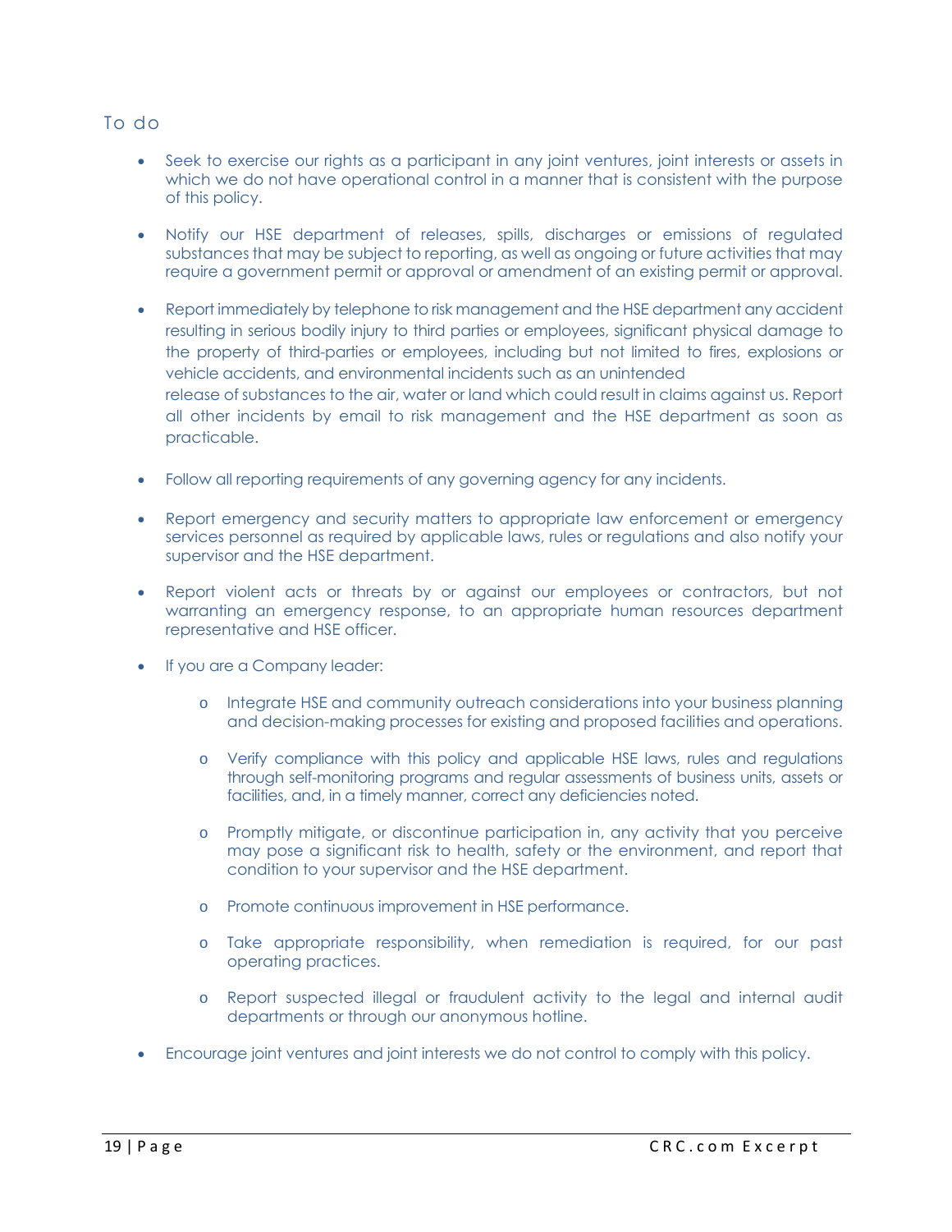## To do

- Seek to exercise our rights as a participant in any joint ventures, joint interests or assets in which we do not have operational control in a manner that is consistent with the purpose of this policy.

- Notify our HSE department of releases, spills, discharges or emissions of regulated substances that may be subject to reporting, as well as ongoing or future activities that may require a government permit or approval or amendment of an existing permit or approval.

- Report immediately by telephone to risk management and the HSE department any accident resulting in serious bodily injury to third parties or employees, significant physical damage to the property of third-parties or employees, including but not limited to fires, explosions or vehicle accidents, and environmental incidents such as an unintended release of substances to the air, water or land which could result in claims against us. Report all other incidents by email to risk management and the HSE department as soon as practicable.

- Follow all reporting requirements of any governing agency for any incidents.

- Report emergency and security matters to appropriate law enforcement or emergency services personnel as required by applicable laws, rules or regulations and also notify your supervisor and the HSE department.

- Report violent acts or threats by or against our employees or contractors, but not warranting an emergency response, to an appropriate human resources department representative and HSE officer.

- If you are a Company leader:

  - Integrate HSE and community outreach considerations into your business planning and decision-making processes for existing and proposed facilities and operations.

  - Verify compliance with this policy and applicable HSE laws, rules and regulations through self-monitoring programs and regular assessments of business units, assets or facilities, and, in a timely manner, correct any deficiencies noted.

  - Promptly mitigate, or discontinue participation in, any activity that you perceive may pose a significant risk to health, safety or the environment, and report that condition to your supervisor and the HSE department.

  - Promote continuous improvement in HSE performance.

  - Take appropriate responsibility, when remediation is required, for our past operating practices.

  - Report suspected illegal or fraudulent activity to the legal and internal audit departments or through our anonymous hotline.

- Encourage joint ventures and joint interests we do not control to comply with this policy.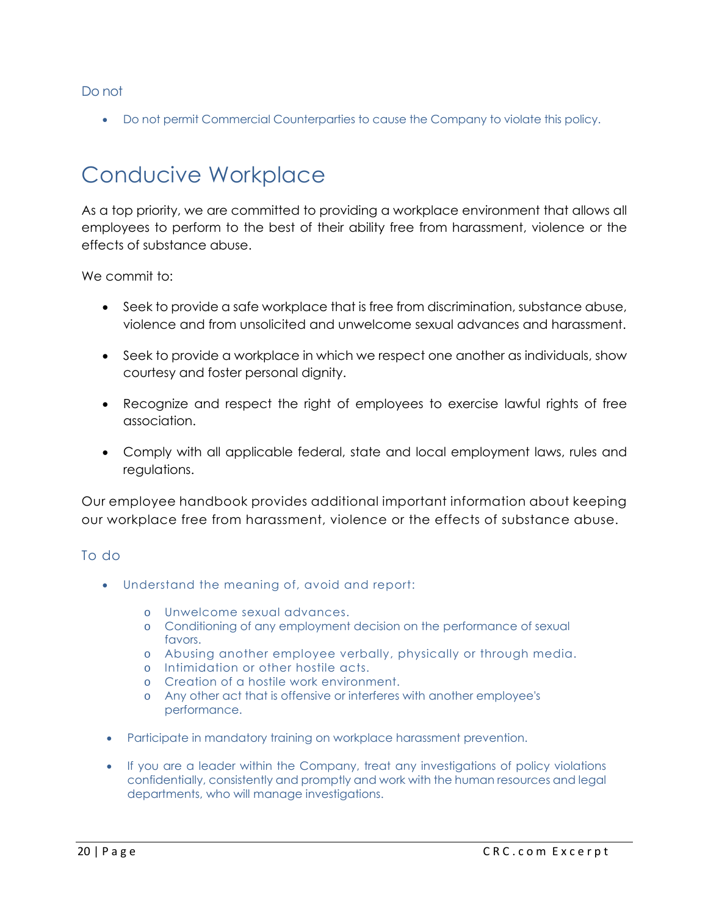### Do not

- Do not permit Commercial Counterparties to cause the Company to violate this policy.

## Conducive Workplace

As a top priority, we are committed to providing a workplace environment that allows all employees to perform to the best of their ability free from harassment, violence or the effects of substance abuse.

We commit to:

- Seek to provide a safe workplace that is free from discrimination, substance abuse, violence and from unsolicited and unwelcome sexual advances and harassment.
- Seek to provide a workplace in which we respect one another as individuals, show courtesy and foster personal dignity.
- Recognize and respect the right of employees to exercise lawful rights of free association.
- Comply with all applicable federal, state and local employment laws, rules and regulations.

Our employee handbook provides additional important information about keeping our workplace free from harassment, violence or the effects of substance abuse.

### To do

- Understand the meaning of, avoid and report:
    - Unwelcome sexual advances.
    - Conditioning of any employment decision on the performance of sexual favors.
    - Abusing another employee verbally, physically or through media.
    - Intimidation or other hostile acts.
    - Creation of a hostile work environment.
    - Any other act that is offensive or interferes with another employee's performance.
- Participate in mandatory training on workplace harassment prevention.
- If you are a leader within the Company, treat any investigations of policy violations confidentially, consistently and promptly and work with the human resources and legal departments, who will manage investigations.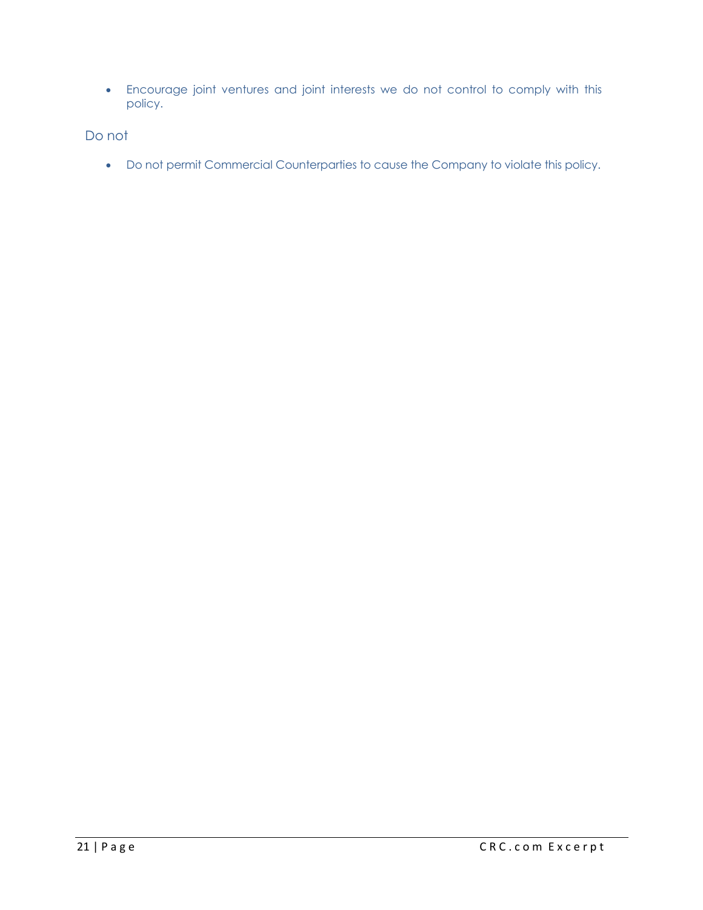- Encourage joint ventures and joint interests we do not control to comply with this policy.

### Do not

- Do not permit Commercial Counterparties to cause the Company to violate this policy.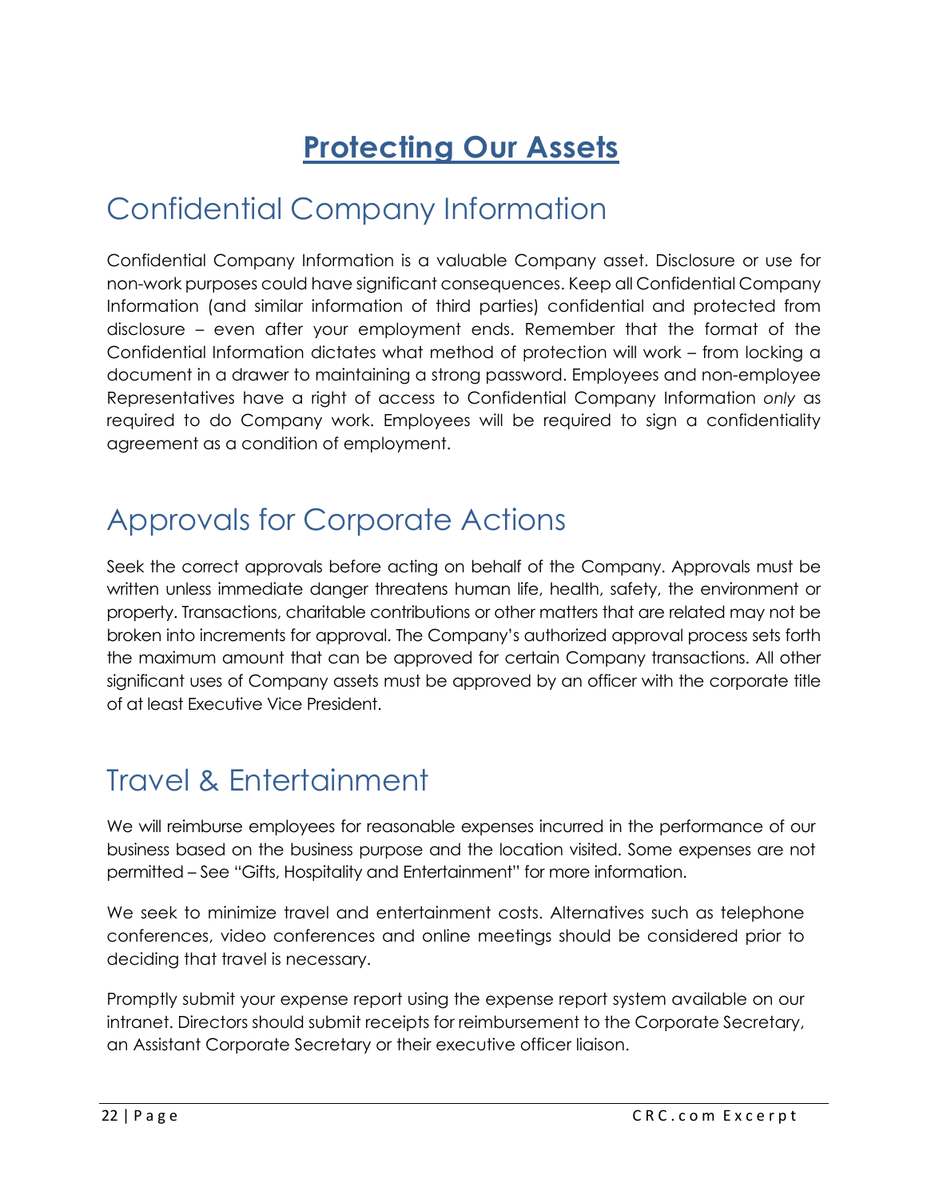# Protecting Our Assets

## Confidential Company Information

Confidential Company Information is a valuable Company asset. Disclosure or use for non-work purposes could have significant consequences. Keep all Confidential Company Information (and similar information of third parties) confidential and protected from disclosure – even after your employment ends. Remember that the format of the Confidential Information dictates what method of protection will work – from locking a document in a drawer to maintaining a strong password. Employees and non-employee Representatives have a right of access to Confidential Company Information *only* as required to do Company work. Employees will be required to sign a confidentiality agreement as a condition of employment.

## Approvals for Corporate Actions

Seek the correct approvals before acting on behalf of the Company. Approvals must be written unless immediate danger threatens human life, health, safety, the environment or property. Transactions, charitable contributions or other matters that are related may not be broken into increments for approval. The Company's authorized approval process sets forth the maximum amount that can be approved for certain Company transactions. All other significant uses of Company assets must be approved by an officer with the corporate title of at least Executive Vice President.

## Travel & Entertainment

We will reimburse employees for reasonable expenses incurred in the performance of our business based on the business purpose and the location visited. Some expenses are not permitted – See "Gifts, Hospitality and Entertainment" for more information.

We seek to minimize travel and entertainment costs. Alternatives such as telephone conferences, video conferences and online meetings should be considered prior to deciding that travel is necessary.

Promptly submit your expense report using the expense report system available on our intranet. Directors should submit receipts for reimbursement to the Corporate Secretary, an Assistant Corporate Secretary or their executive officer liaison.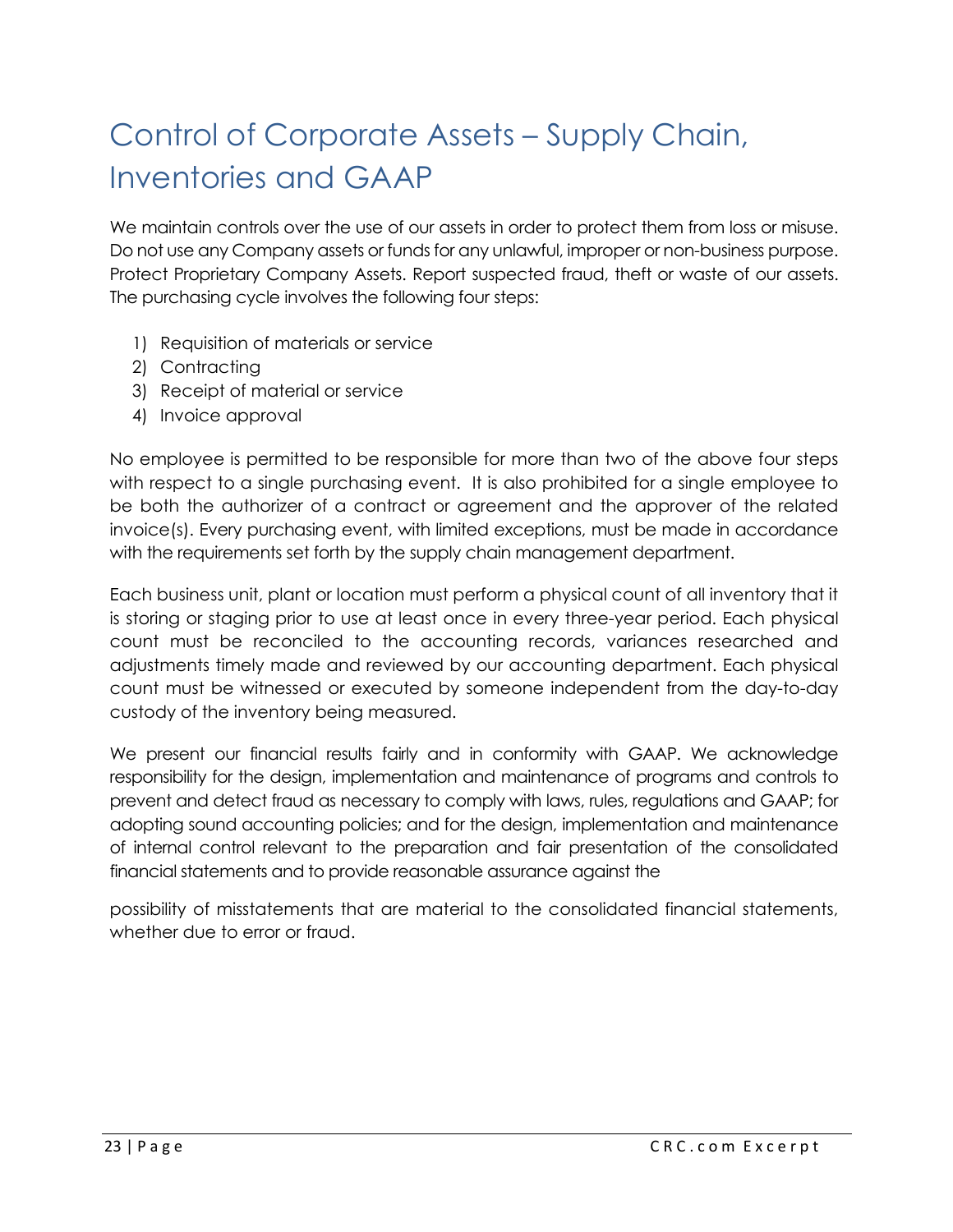# Control of Corporate Assets – Supply Chain, Inventories and GAAP

We maintain controls over the use of our assets in order to protect them from loss or misuse. Do not use any Company assets or funds for any unlawful, improper or non-business purpose. Protect Proprietary Company Assets. Report suspected fraud, theft or waste of our assets. The purchasing cycle involves the following four steps:

1) Requisition of materials or service
2) Contracting
3) Receipt of material or service
4) Invoice approval

No employee is permitted to be responsible for more than two of the above four steps with respect to a single purchasing event. It is also prohibited for a single employee to be both the authorizer of a contract or agreement and the approver of the related invoice(s). Every purchasing event, with limited exceptions, must be made in accordance with the requirements set forth by the supply chain management department.

Each business unit, plant or location must perform a physical count of all inventory that it is storing or staging prior to use at least once in every three-year period. Each physical count must be reconciled to the accounting records, variances researched and adjustments timely made and reviewed by our accounting department. Each physical count must be witnessed or executed by someone independent from the day-to-day custody of the inventory being measured.

We present our financial results fairly and in conformity with GAAP. We acknowledge responsibility for the design, implementation and maintenance of programs and controls to prevent and detect fraud as necessary to comply with laws, rules, regulations and GAAP; for adopting sound accounting policies; and for the design, implementation and maintenance of internal control relevant to the preparation and fair presentation of the consolidated financial statements and to provide reasonable assurance against the possibility of misstatements that are material to the consolidated financial statements, whether due to error or fraud.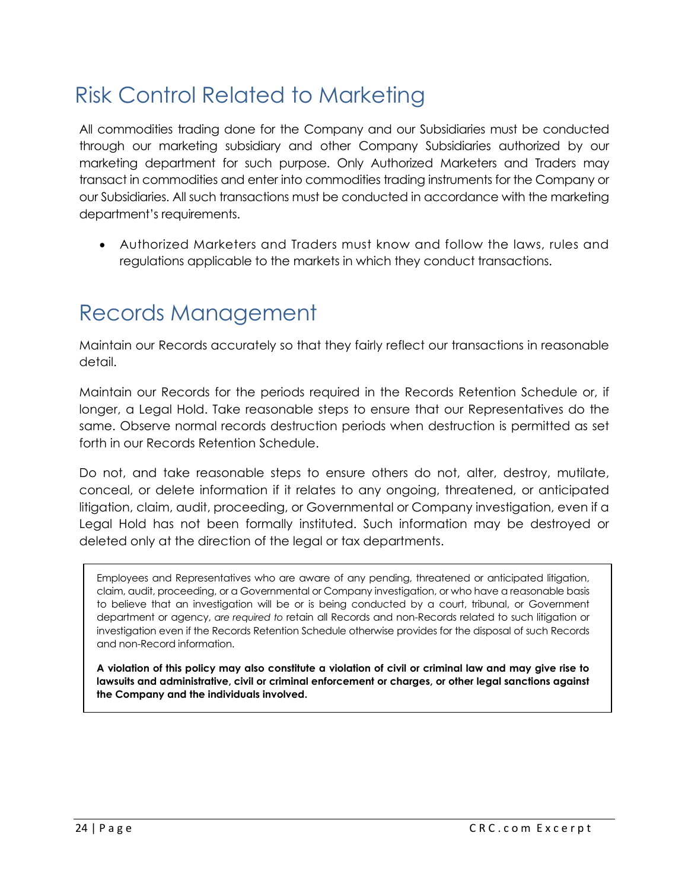# Risk Control Related to Marketing

All commodities trading done for the Company and our Subsidiaries must be conducted through our marketing subsidiary and other Company Subsidiaries authorized by our marketing department for such purpose. Only Authorized Marketers and Traders may transact in commodities and enter into commodities trading instruments for the Company or our Subsidiaries. All such transactions must be conducted in accordance with the marketing department's requirements.

- Authorized Marketers and Traders must know and follow the laws, rules and regulations applicable to the markets in which they conduct transactions.

# Records Management

Maintain our Records accurately so that they fairly reflect our transactions in reasonable detail.

Maintain our Records for the periods required in the Records Retention Schedule or, if longer, a Legal Hold. Take reasonable steps to ensure that our Representatives do the same. Observe normal records destruction periods when destruction is permitted as set forth in our Records Retention Schedule.

Do not, and take reasonable steps to ensure others do not, alter, destroy, mutilate, conceal, or delete information if it relates to any ongoing, threatened, or anticipated litigation, claim, audit, proceeding, or Governmental or Company investigation, even if a Legal Hold has not been formally instituted. Such information may be destroyed or deleted only at the direction of the legal or tax departments.

Employees and Representatives who are aware of any pending, threatened or anticipated litigation, claim, audit, proceeding, or a Governmental or Company investigation, or who have a reasonable basis to believe that an investigation will be or is being conducted by a court, tribunal, or Government department or agency, *are required to* retain all Records and non-Records related to such litigation or investigation even if the Records Retention Schedule otherwise provides for the disposal of such Records and non-Record information.

**A violation of this policy may also constitute a violation of civil or criminal law and may give rise to lawsuits and administrative, civil or criminal enforcement or charges, or other legal sanctions against the Company and the individuals involved.**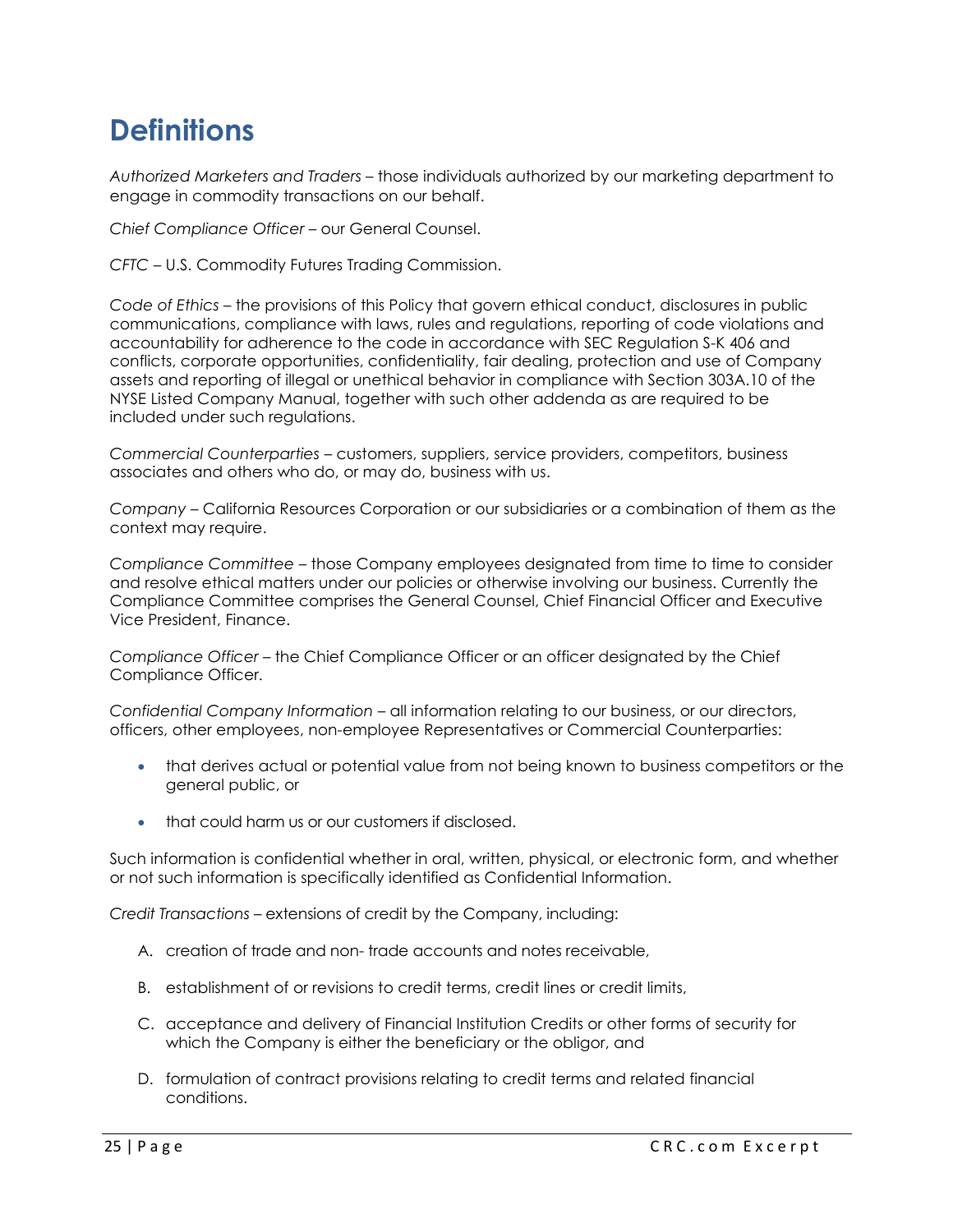# Definitions

*Authorized Marketers and Traders* – those individuals authorized by our marketing department to engage in commodity transactions on our behalf.

*Chief Compliance Officer* – our General Counsel.

*CFTC* – U.S. Commodity Futures Trading Commission.

*Code of Ethics* – the provisions of this Policy that govern ethical conduct, disclosures in public communications, compliance with laws, rules and regulations, reporting of code violations and accountability for adherence to the code in accordance with SEC Regulation S-K 406 and conflicts, corporate opportunities, confidentiality, fair dealing, protection and use of Company assets and reporting of illegal or unethical behavior in compliance with Section 303A.10 of the NYSE Listed Company Manual, together with such other addenda as are required to be included under such regulations.

*Commercial Counterparties* – customers, suppliers, service providers, competitors, business associates and others who do, or may do, business with us.

*Company* – California Resources Corporation or our subsidiaries or a combination of them as the context may require.

*Compliance Committee* – those Company employees designated from time to time to consider and resolve ethical matters under our policies or otherwise involving our business. Currently the Compliance Committee comprises the General Counsel, Chief Financial Officer and Executive Vice President, Finance.

*Compliance Officer* – the Chief Compliance Officer or an officer designated by the Chief Compliance Officer.

*Confidential Company Information* – all information relating to our business, or our directors, officers, other employees, non-employee Representatives or Commercial Counterparties:

- that derives actual or potential value from not being known to business competitors or the general public, or
- that could harm us or our customers if disclosed.

Such information is confidential whether in oral, written, physical, or electronic form, and whether or not such information is specifically identified as Confidential Information.

*Credit Transactions* – extensions of credit by the Company, including:

A. creation of trade and non- trade accounts and notes receivable,

B. establishment of or revisions to credit terms, credit lines or credit limits,

C. acceptance and delivery of Financial Institution Credits or other forms of security for which the Company is either the beneficiary or the obligor, and

D. formulation of contract provisions relating to credit terms and related financial conditions.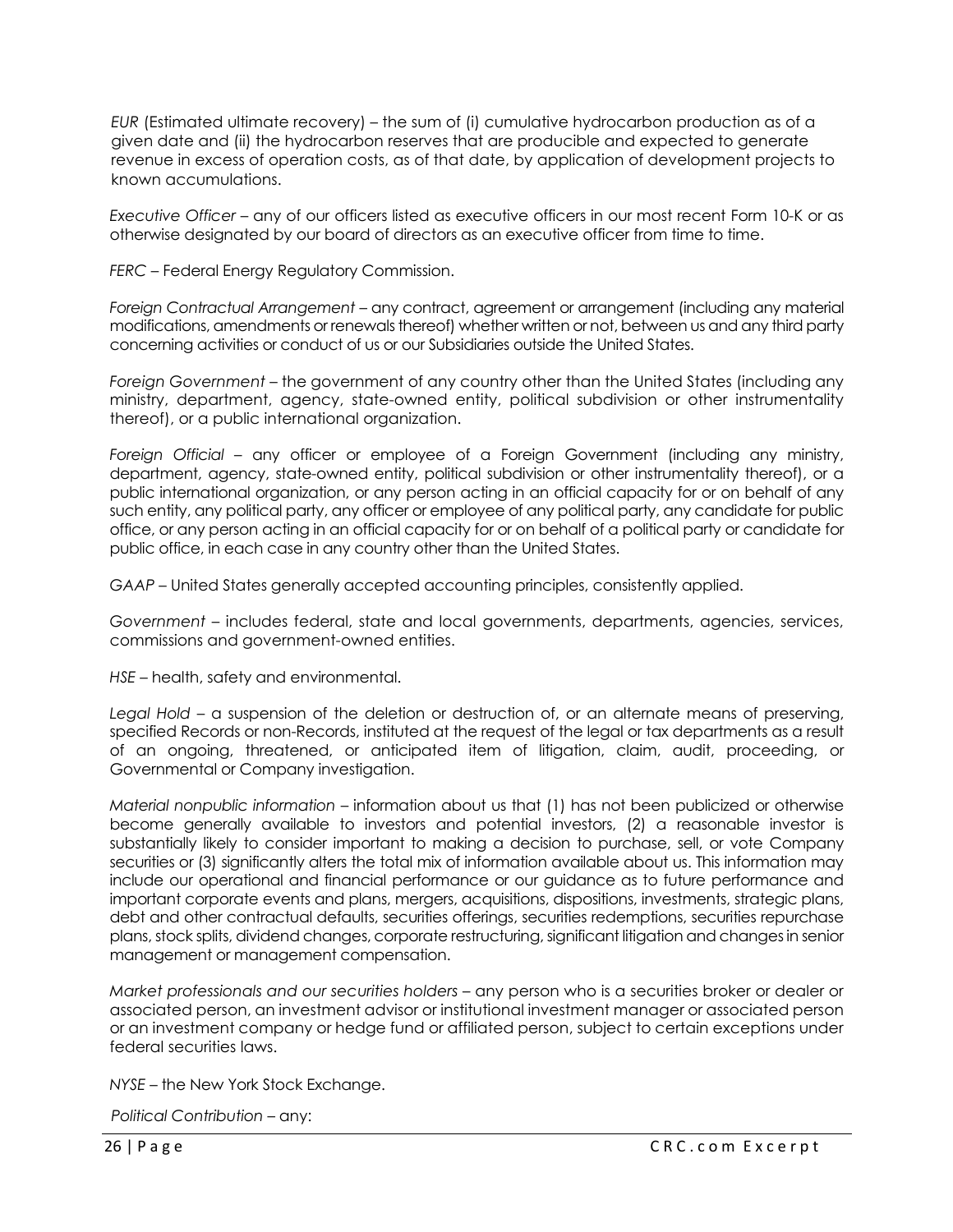*EUR* (Estimated ultimate recovery) – the sum of (i) cumulative hydrocarbon production as of a given date and (ii) the hydrocarbon reserves that are producible and expected to generate revenue in excess of operation costs, as of that date, by application of development projects to known accumulations.

*Executive Officer* – any of our officers listed as executive officers in our most recent Form 10-K or as otherwise designated by our board of directors as an executive officer from time to time.

*FERC* – Federal Energy Regulatory Commission.

*Foreign Contractual Arrangement* – any contract, agreement or arrangement (including any material modifications, amendments or renewals thereof) whether written or not, between us and any third party concerning activities or conduct of us or our Subsidiaries outside the United States.

*Foreign Government* – the government of any country other than the United States (including any ministry, department, agency, state-owned entity, political subdivision or other instrumentality thereof), or a public international organization.

*Foreign Official* – any officer or employee of a Foreign Government (including any ministry, department, agency, state-owned entity, political subdivision or other instrumentality thereof), or a public international organization, or any person acting in an official capacity for or on behalf of any such entity, any political party, any officer or employee of any political party, any candidate for public office, or any person acting in an official capacity for or on behalf of a political party or candidate for public office, in each case in any country other than the United States.

*GAAP* – United States generally accepted accounting principles, consistently applied.

*Government* – includes federal, state and local governments, departments, agencies, services, commissions and government-owned entities.

*HSE* – health, safety and environmental.

*Legal Hold* – a suspension of the deletion or destruction of, or an alternate means of preserving, specified Records or non-Records, instituted at the request of the legal or tax departments as a result of an ongoing, threatened, or anticipated item of litigation, claim, audit, proceeding, or Governmental or Company investigation.

*Material nonpublic information* – information about us that (1) has not been publicized or otherwise become generally available to investors and potential investors, (2) a reasonable investor is substantially likely to consider important to making a decision to purchase, sell, or vote Company securities or (3) significantly alters the total mix of information available about us. This information may include our operational and financial performance or our guidance as to future performance and important corporate events and plans, mergers, acquisitions, dispositions, investments, strategic plans, debt and other contractual defaults, securities offerings, securities redemptions, securities repurchase plans, stock splits, dividend changes, corporate restructuring, significant litigation and changes in senior management or management compensation.

*Market professionals and our securities holders* – any person who is a securities broker or dealer or associated person, an investment advisor or institutional investment manager or associated person or an investment company or hedge fund or affiliated person, subject to certain exceptions under federal securities laws.

*NYSE* – the New York Stock Exchange.

*Political Contribution* – any: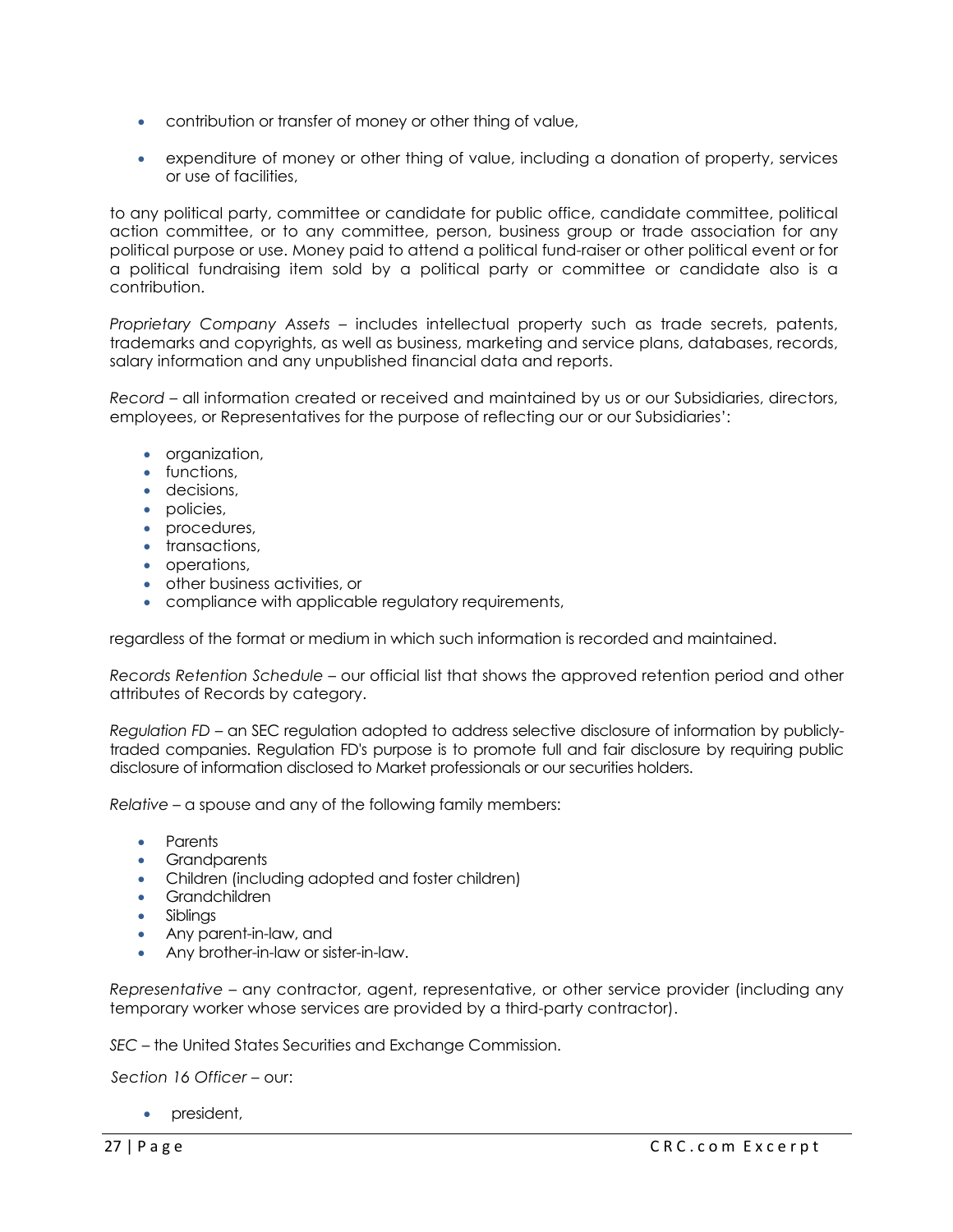- contribution or transfer of money or other thing of value,
- expenditure of money or other thing of value, including a donation of property, services or use of facilities,

to any political party, committee or candidate for public office, candidate committee, political action committee, or to any committee, person, business group or trade association for any political purpose or use. Money paid to attend a political fund-raiser or other political event or for a political fundraising item sold by a political party or committee or candidate also is a contribution.

*Proprietary Company Assets* – includes intellectual property such as trade secrets, patents, trademarks and copyrights, as well as business, marketing and service plans, databases, records, salary information and any unpublished financial data and reports.

*Record* – all information created or received and maintained by us or our Subsidiaries, directors, employees, or Representatives for the purpose of reflecting our or our Subsidiaries':

- organization,
- functions,
- decisions,
- policies,
- procedures,
- transactions,
- operations,
- other business activities, or
- compliance with applicable regulatory requirements,

regardless of the format or medium in which such information is recorded and maintained.

*Records Retention Schedule* – our official list that shows the approved retention period and other attributes of Records by category.

*Regulation FD* – an SEC regulation adopted to address selective disclosure of information by publicly-traded companies. Regulation FD's purpose is to promote full and fair disclosure by requiring public disclosure of information disclosed to Market professionals or our securities holders.

*Relative* – a spouse and any of the following family members:

- Parents
- Grandparents
- Children (including adopted and foster children)
- Grandchildren
- Siblings
- Any parent-in-law, and
- Any brother-in-law or sister-in-law.

*Representative* – any contractor, agent, representative, or other service provider (including any temporary worker whose services are provided by a third-party contractor).

*SEC* – the United States Securities and Exchange Commission.

*Section 16 Officer* – our:

- president,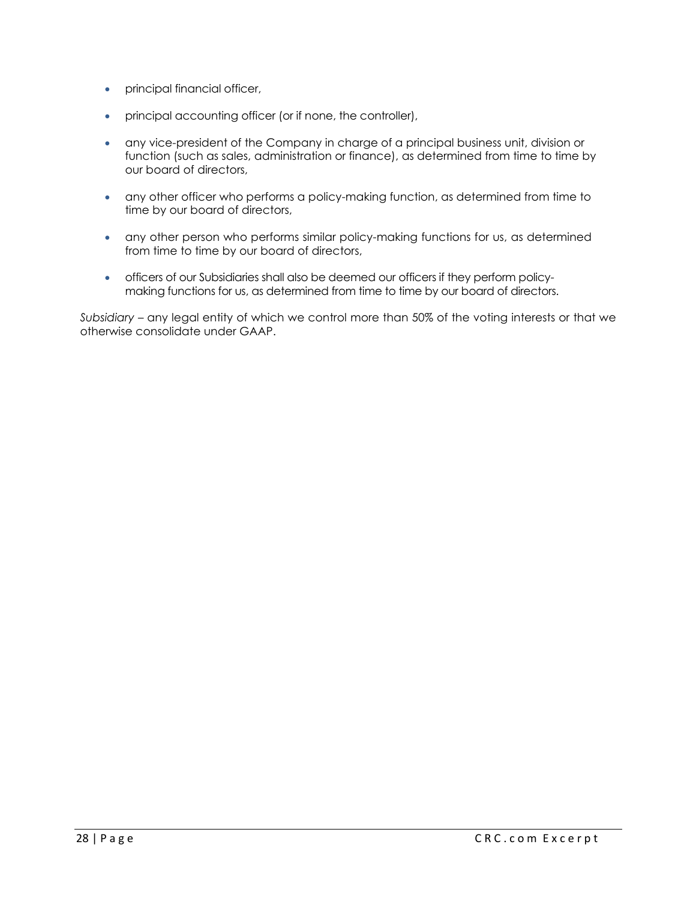- principal financial officer,
- principal accounting officer (or if none, the controller),
- any vice-president of the Company in charge of a principal business unit, division or function (such as sales, administration or finance), as determined from time to time by our board of directors,
- any other officer who performs a policy-making function, as determined from time to time by our board of directors,
- any other person who performs similar policy-making functions for us, as determined from time to time by our board of directors,
- officers of our Subsidiaries shall also be deemed our officers if they perform policy-making functions for us, as determined from time to time by our board of directors.

*Subsidiary* – any legal entity of which we control more than 50% of the voting interests or that we otherwise consolidate under GAAP.